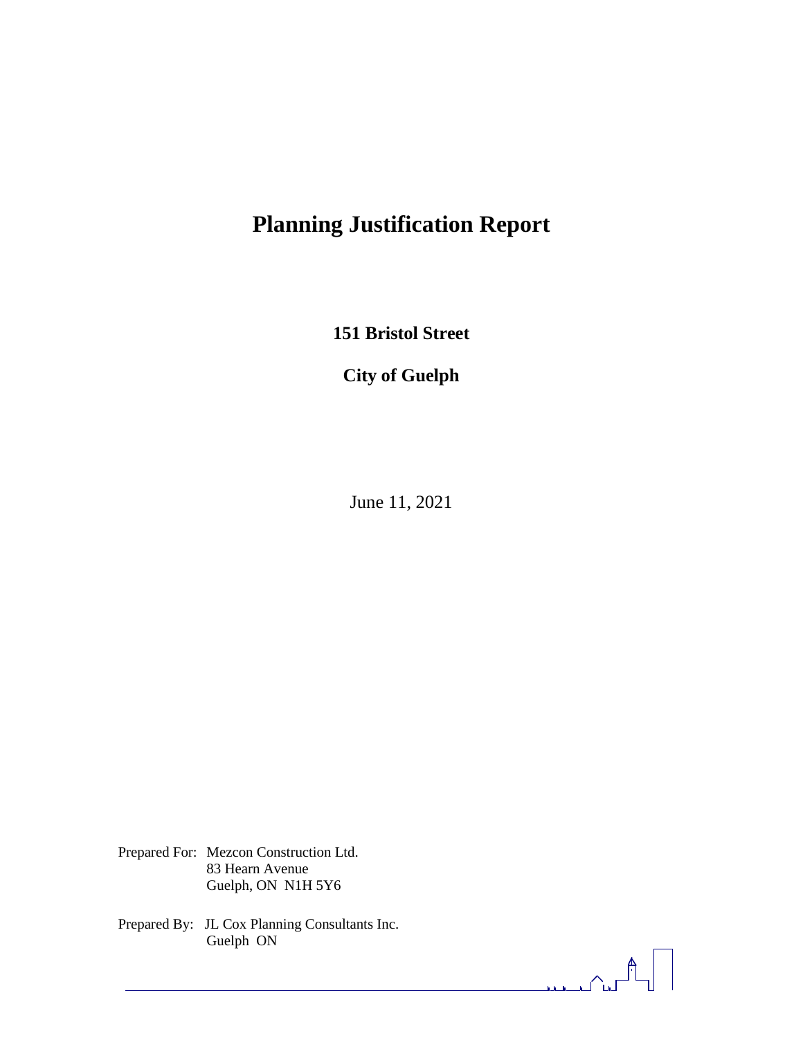# Planning Justification Report

**151 Bristol Street**

**City of Guelph**

June 11, 2021

Prepared For: Mezcon Construction Ltd.
83 Hearn Avenue
Guelph, ON N1H 5Y6

Prepared By: JL Cox Planning Consultants Inc.
Guelph ON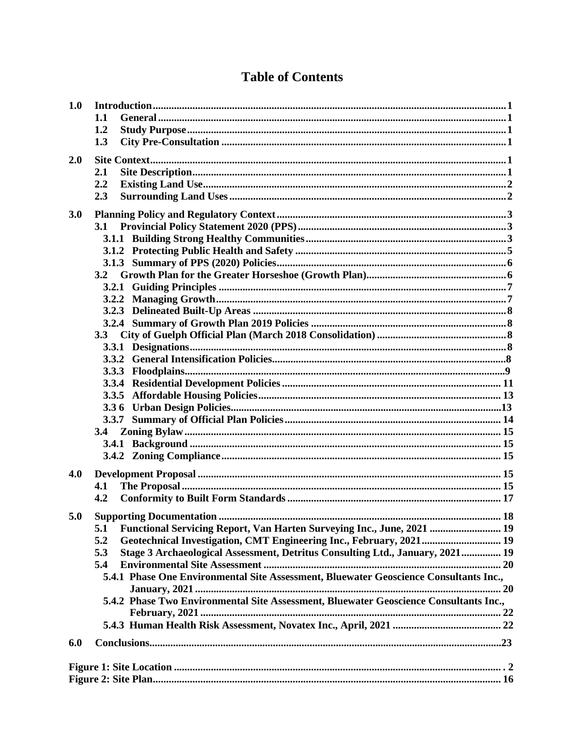# Table of Contents

| | | |
|---|---|---|
| **1.0** | **Introduction** | **1** |
| | **1.1 General** | **1** |
| | **1.2 Study Purpose** | **1** |
| | **1.3 City Pre-Consultation** | **1** |
| **2.0** | **Site Context** | **1** |
| | **2.1 Site Description** | **1** |
| | **2.2 Existing Land Use** | **2** |
| | **2.3 Surrounding Land Uses** | **2** |
| **3.0** | **Planning Policy and Regulatory Context** | **3** |
| | **3.1 Provincial Policy Statement 2020 (PPS)** | **3** |
| | **3.1.1 Building Strong Healthy Communities** | **3** |
| | **3.1.2 Protecting Public Health and Safety** | **5** |
| | **3.1.3 Summary of PPS (2020) Policies** | **6** |
| | **3.2 Growth Plan for the Greater Horseshoe (Growth Plan)** | **6** |
| | **3.2.1 Guiding Principles** | **7** |
| | **3.2.2 Managing Growth** | **7** |
| | **3.2.3 Delineated Built-Up Areas** | **8** |
| | **3.2.4 Summary of Growth Plan 2019 Policies** | **8** |
| | **3.3 City of Guelph Official Plan (March 2018 Consolidation)** | **8** |
| | **3.3.1 Designations** | **8** |
| | **3.3.2 General Intensification Policies** | **8** |
| | **3.3.3 Floodplains** | **9** |
| | **3.3.4 Residential Development Policies** | **11** |
| | **3.3.5 Affordable Housing Policies** | **13** |
| | **3.3 6 Urban Design Policies** | **13** |
| | **3.3.7 Summary of Official Plan Policies** | **14** |
| | **3.4 Zoning Bylaw** | **15** |
| | **3.4.1 Background** | **15** |
| | **3.4.2 Zoning Compliance** | **15** |
| **4.0** | **Development Proposal** | **15** |
| | **4.1 The Proposal** | **15** |
| | **4.2 Conformity to Built Form Standards** | **17** |
| **5.0** | **Supporting Documentation** | **18** |
| | **5.1 Functional Servicing Report, Van Harten Surveying Inc., June, 2021** | **19** |
| | **5.2 Geotechnical Investigation, CMT Engineering Inc., February, 2021** | **19** |
| | **5.3 Stage 3 Archaeological Assessment, Detritus Consulting Ltd., January, 2021** | **19** |
| | **5.4 Environmental Site Assessment** | **20** |
| | **5.4.1 Phase One Environmental Site Assessment, Bluewater Geoscience Consultants Inc., January, 2021** | **20** |
| | **5.4.2 Phase Two Environmental Site Assessment, Bluewater Geoscience Consultants Inc., February, 2021** | **22** |
| | **5.4.3 Human Health Risk Assessment, Novatex Inc., April, 2021** | **22** |
| **6.0** | **Conclusions** | **23** |

**Figure 1: Site Location** . 2
**Figure 2: Site Plan** 16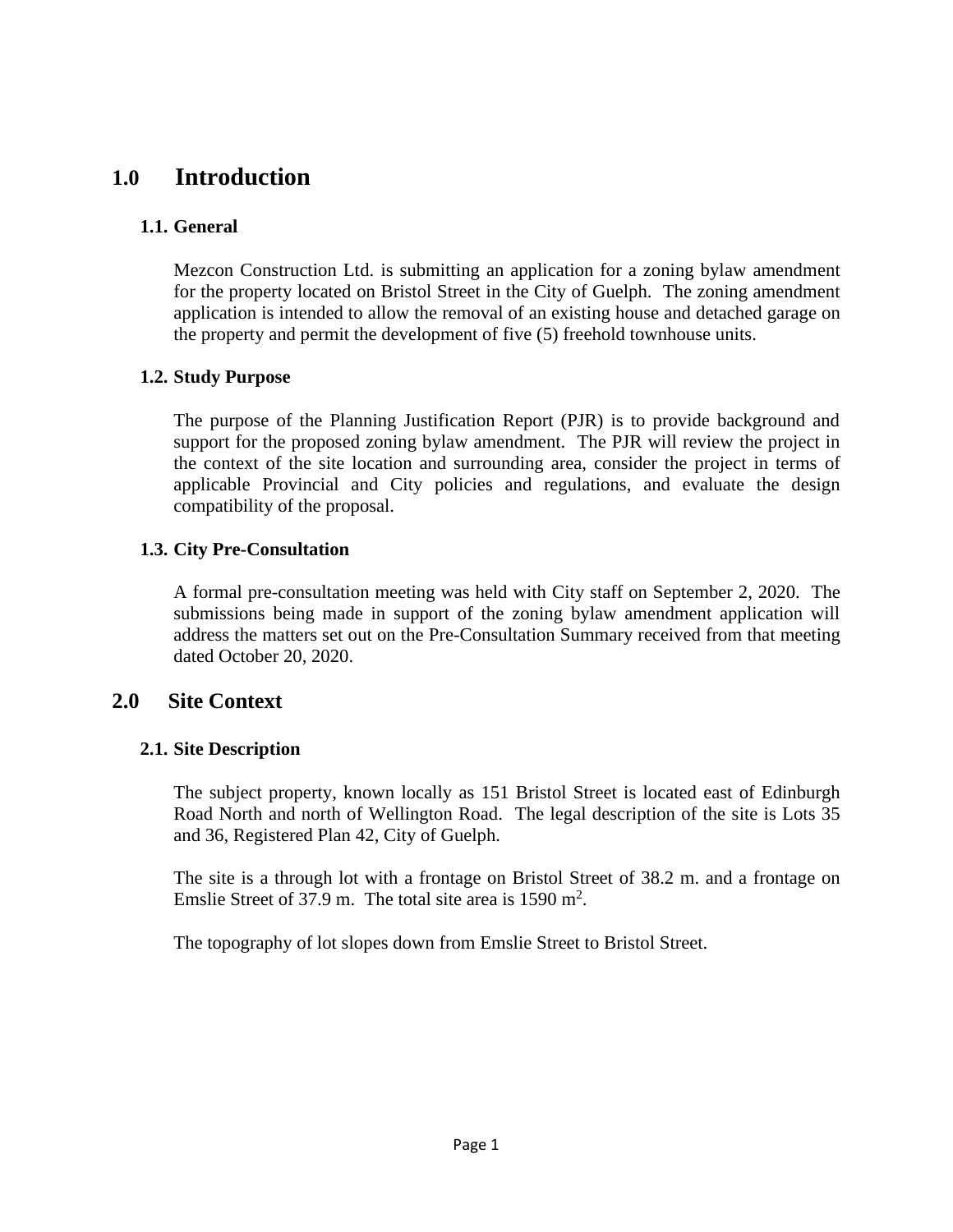# 1.0 Introduction

## 1.1. General

Mezcon Construction Ltd. is submitting an application for a zoning bylaw amendment for the property located on Bristol Street in the City of Guelph. The zoning amendment application is intended to allow the removal of an existing house and detached garage on the property and permit the development of five (5) freehold townhouse units.

## 1.2. Study Purpose

The purpose of the Planning Justification Report (PJR) is to provide background and support for the proposed zoning bylaw amendment. The PJR will review the project in the context of the site location and surrounding area, consider the project in terms of applicable Provincial and City policies and regulations, and evaluate the design compatibility of the proposal.

## 1.3. City Pre-Consultation

A formal pre-consultation meeting was held with City staff on September 2, 2020. The submissions being made in support of the zoning bylaw amendment application will address the matters set out on the Pre-Consultation Summary received from that meeting dated October 20, 2020.

# 2.0 Site Context

## 2.1. Site Description

The subject property, known locally as 151 Bristol Street is located east of Edinburgh Road North and north of Wellington Road. The legal description of the site is Lots 35 and 36, Registered Plan 42, City of Guelph.

The site is a through lot with a frontage on Bristol Street of 38.2 m. and a frontage on Emslie Street of 37.9 m. The total site area is 1590 $m^2$.

The topography of lot slopes down from Emslie Street to Bristol Street.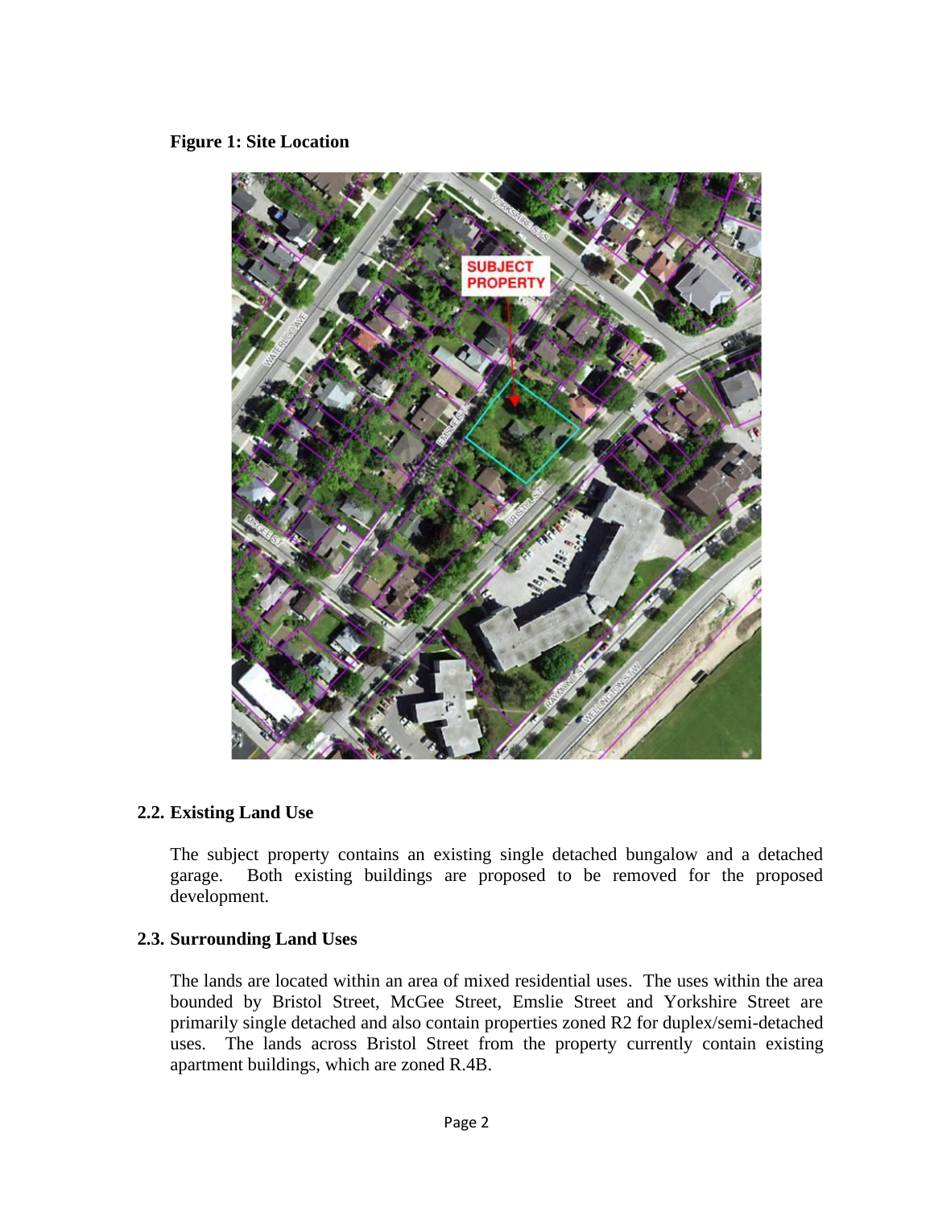**Figure 1: Site Location**

## 2.2. Existing Land Use

The subject property contains an existing single detached bungalow and a detached garage. Both existing buildings are proposed to be removed for the proposed development.

## 2.3. Surrounding Land Uses

The lands are located within an area of mixed residential uses. The uses within the area bounded by Bristol Street, McGee Street, Emslie Street and Yorkshire Street are primarily single detached and also contain properties zoned R2 for duplex/semi-detached uses. The lands across Bristol Street from the property currently contain existing apartment buildings, which are zoned R.4B.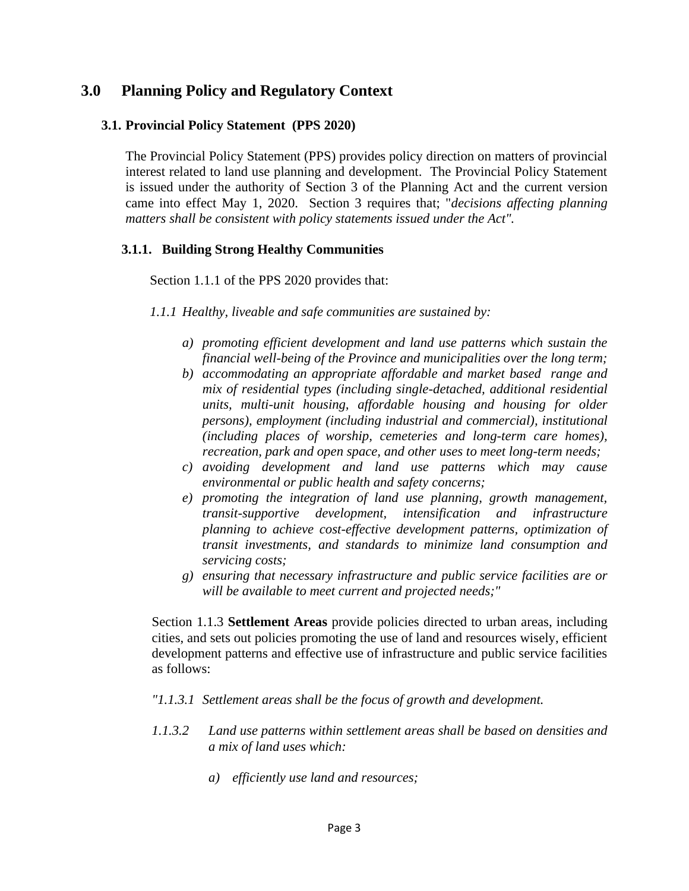# 3.0 Planning Policy and Regulatory Context

## 3.1. Provincial Policy Statement (PPS 2020)

The Provincial Policy Statement (PPS) provides policy direction on matters of provincial interest related to land use planning and development. The Provincial Policy Statement is issued under the authority of Section 3 of the Planning Act and the current version came into effect May 1, 2020. Section 3 requires that; "*decisions affecting planning matters shall be consistent with policy statements issued under the Act".*

### 3.1.1. Building Strong Healthy Communities

Section 1.1.1 of the PPS 2020 provides that:

*1.1.1 Healthy, liveable and safe communities are sustained by:*

- *a) promoting efficient development and land use patterns which sustain the financial well-being of the Province and municipalities over the long term;*
- *b) accommodating an appropriate affordable and market based range and mix of residential types (including single-detached, additional residential units, multi-unit housing, affordable housing and housing for older persons), employment (including industrial and commercial), institutional (including places of worship, cemeteries and long-term care homes), recreation, park and open space, and other uses to meet long-term needs;*
- *c) avoiding development and land use patterns which may cause environmental or public health and safety concerns;*
- *e) promoting the integration of land use planning, growth management, transit-supportive development, intensification and infrastructure planning to achieve cost-effective development patterns, optimization of transit investments, and standards to minimize land consumption and servicing costs;*
- *g) ensuring that necessary infrastructure and public service facilities are or will be available to meet current and projected needs;"*

Section 1.1.3 **Settlement Areas** provide policies directed to urban areas, including cities, and sets out policies promoting the use of land and resources wisely, efficient development patterns and effective use of infrastructure and public service facilities as follows:

*"1.1.3.1 Settlement areas shall be the focus of growth and development.*

*1.1.3.2 Land use patterns within settlement areas shall be based on densities and a mix of land uses which:*

- *a) efficiently use land and resources;*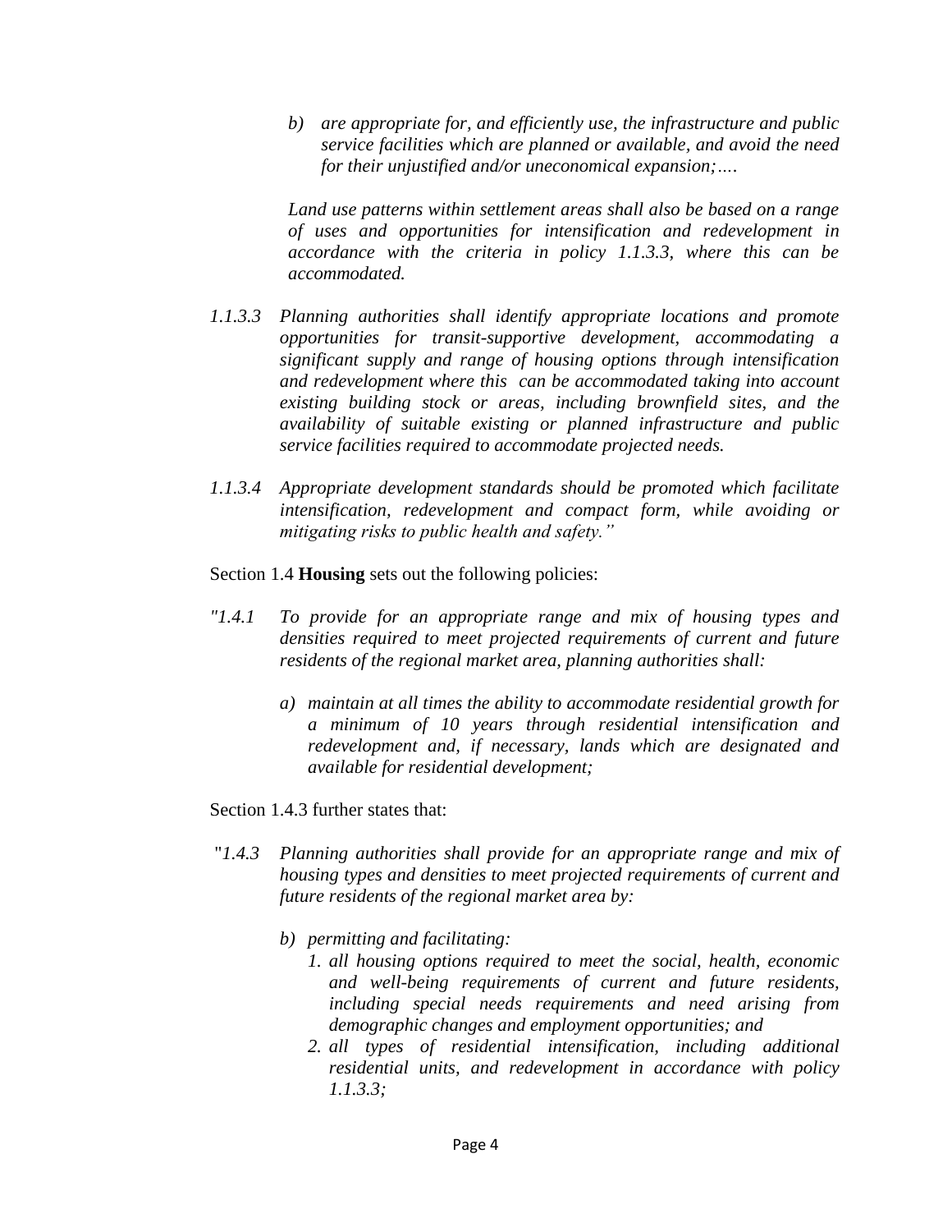*b) are appropriate for, and efficiently use, the infrastructure and public service facilities which are planned or available, and avoid the need for their unjustified and/or uneconomical expansion;….*

*Land use patterns within settlement areas shall also be based on a range of uses and opportunities for intensification and redevelopment in accordance with the criteria in policy 1.1.3.3, where this can be accommodated.*

*1.1.3.3 Planning authorities shall identify appropriate locations and promote opportunities for transit-supportive development, accommodating a significant supply and range of housing options through intensification and redevelopment where this can be accommodated taking into account existing building stock or areas, including brownfield sites, and the availability of suitable existing or planned infrastructure and public service facilities required to accommodate projected needs.*

*1.1.3.4 Appropriate development standards should be promoted which facilitate intensification, redevelopment and compact form, while avoiding or mitigating risks to public health and safety."*

Section 1.4 **Housing** sets out the following policies:

*"1.4.1 To provide for an appropriate range and mix of housing types and densities required to meet projected requirements of current and future residents of the regional market area, planning authorities shall:*

*a) maintain at all times the ability to accommodate residential growth for a minimum of 10 years through residential intensification and redevelopment and, if necessary, lands which are designated and available for residential development;*

Section 1.4.3 further states that:

*"1.4.3 Planning authorities shall provide for an appropriate range and mix of housing types and densities to meet projected requirements of current and future residents of the regional market area by:*

*b) permitting and facilitating:*

1. *all housing options required to meet the social, health, economic and well-being requirements of current and future residents, including special needs requirements and need arising from demographic changes and employment opportunities; and*
2. *all types of residential intensification, including additional residential units, and redevelopment in accordance with policy 1.1.3.3;*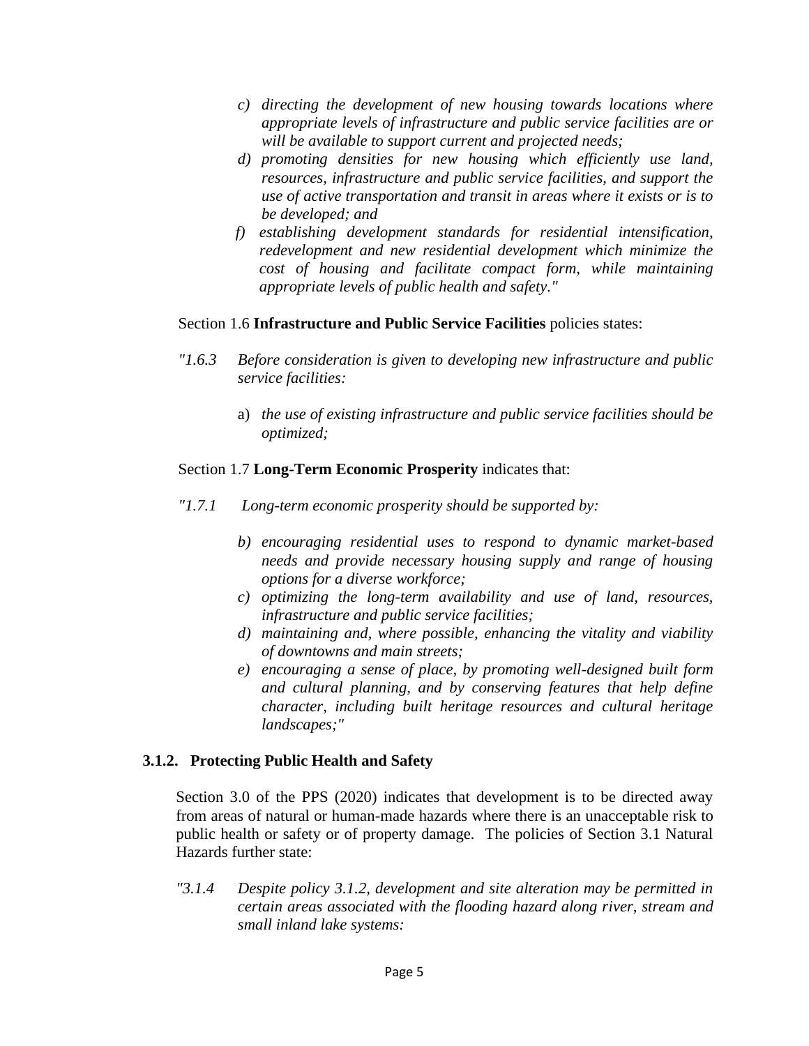> *c) directing the development of new housing towards locations where appropriate levels of infrastructure and public service facilities are or will be available to support current and projected needs;*
>
> *d) promoting densities for new housing which efficiently use land, resources, infrastructure and public service facilities, and support the use of active transportation and transit in areas where it exists or is to be developed; and*
>
> *f) establishing development standards for residential intensification, redevelopment and new residential development which minimize the cost of housing and facilitate compact form, while maintaining appropriate levels of public health and safety."*

Section 1.6 **Infrastructure and Public Service Facilities** policies states:

*"1.6.3 Before consideration is given to developing new infrastructure and public service facilities:*

> a) *the use of existing infrastructure and public service facilities should be optimized;*

Section 1.7 **Long-Term Economic Prosperity** indicates that:

*"1.7.1 Long-term economic prosperity should be supported by:*

> *b) encouraging residential uses to respond to dynamic market-based needs and provide necessary housing supply and range of housing options for a diverse workforce;*
>
> *c) optimizing the long-term availability and use of land, resources, infrastructure and public service facilities;*
>
> *d) maintaining and, where possible, enhancing the vitality and viability of downtowns and main streets;*
>
> *e) encouraging a sense of place, by promoting well-designed built form and cultural planning, and by conserving features that help define character, including built heritage resources and cultural heritage landscapes;"*

### 3.1.2. Protecting Public Health and Safety

Section 3.0 of the PPS (2020) indicates that development is to be directed away from areas of natural or human-made hazards where there is an unacceptable risk to public health or safety or of property damage. The policies of Section 3.1 Natural Hazards further state:

*"3.1.4 Despite policy 3.1.2, development and site alteration may be permitted in certain areas associated with the flooding hazard along river, stream and small inland lake systems:*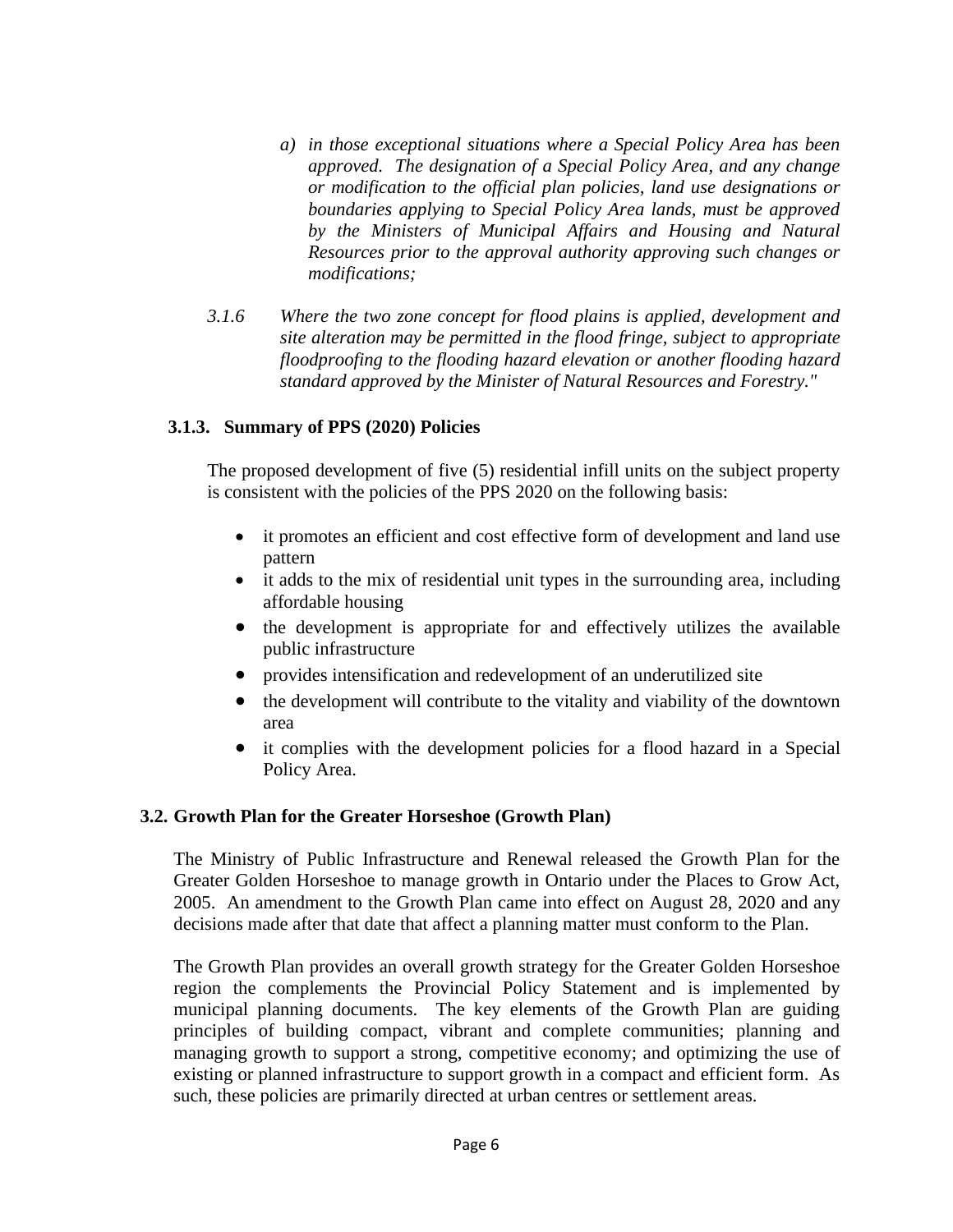*a) in those exceptional situations where a Special Policy Area has been approved. The designation of a Special Policy Area, and any change or modification to the official plan policies, land use designations or boundaries applying to Special Policy Area lands, must be approved by the Ministers of Municipal Affairs and Housing and Natural Resources prior to the approval authority approving such changes or modifications;*

*3.1.6 Where the two zone concept for flood plains is applied, development and site alteration may be permitted in the flood fringe, subject to appropriate floodproofing to the flooding hazard elevation or another flooding hazard standard approved by the Minister of Natural Resources and Forestry."*

### 3.1.3. Summary of PPS (2020) Policies

The proposed development of five (5) residential infill units on the subject property is consistent with the policies of the PPS 2020 on the following basis:

- it promotes an efficient and cost effective form of development and land use pattern
- it adds to the mix of residential unit types in the surrounding area, including affordable housing
- the development is appropriate for and effectively utilizes the available public infrastructure
- provides intensification and redevelopment of an underutilized site
- the development will contribute to the vitality and viability of the downtown area
- it complies with the development policies for a flood hazard in a Special Policy Area.

## 3.2. Growth Plan for the Greater Horseshoe (Growth Plan)

The Ministry of Public Infrastructure and Renewal released the Growth Plan for the Greater Golden Horseshoe to manage growth in Ontario under the Places to Grow Act, 2005. An amendment to the Growth Plan came into effect on August 28, 2020 and any decisions made after that date that affect a planning matter must conform to the Plan.

The Growth Plan provides an overall growth strategy for the Greater Golden Horseshoe region the complements the Provincial Policy Statement and is implemented by municipal planning documents. The key elements of the Growth Plan are guiding principles of building compact, vibrant and complete communities; planning and managing growth to support a strong, competitive economy; and optimizing the use of existing or planned infrastructure to support growth in a compact and efficient form. As such, these policies are primarily directed at urban centres or settlement areas.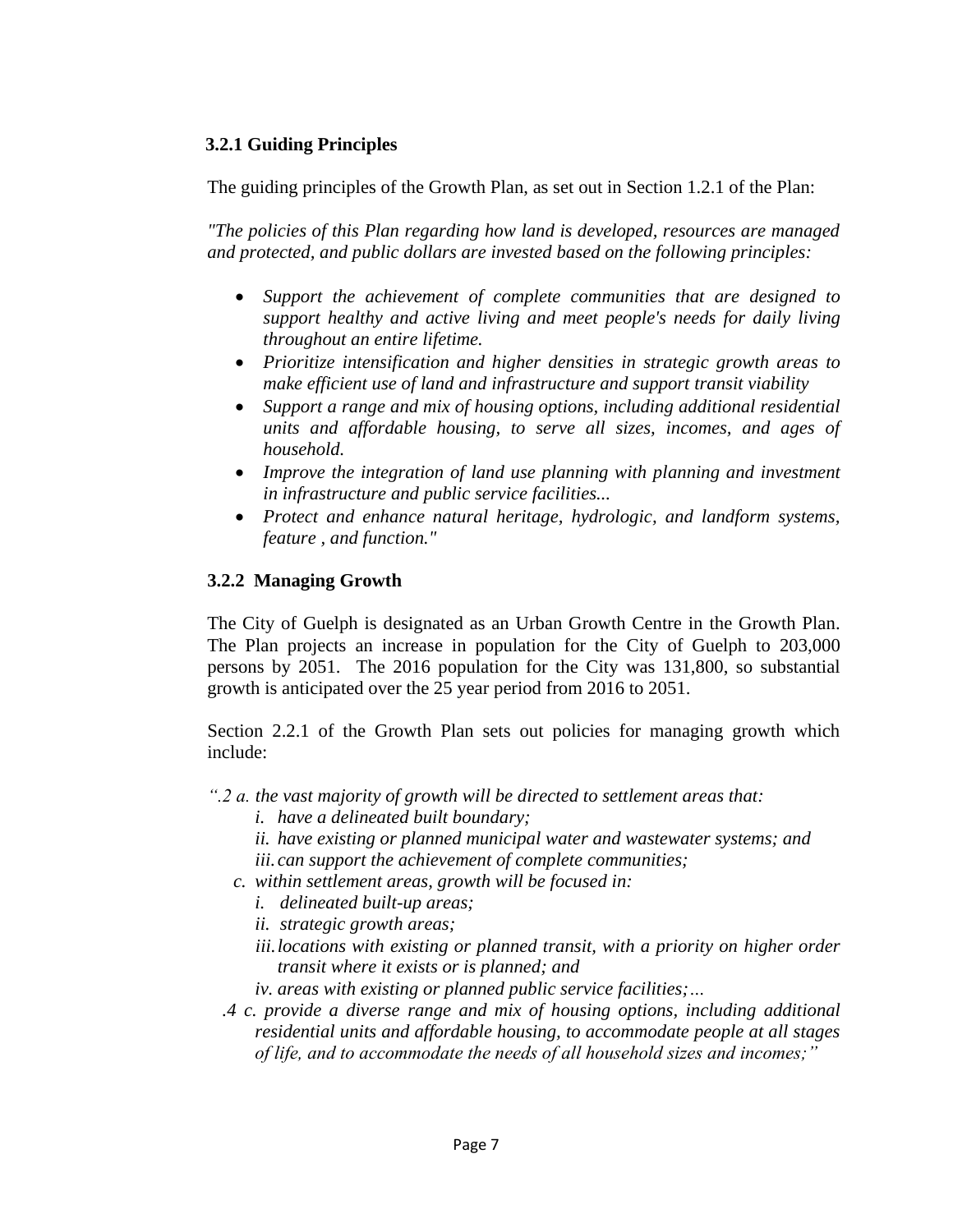### 3.2.1 Guiding Principles

The guiding principles of the Growth Plan, as set out in Section 1.2.1 of the Plan:

*"The policies of this Plan regarding how land is developed, resources are managed and protected, and public dollars are invested based on the following principles:*

- *Support the achievement of complete communities that are designed to support healthy and active living and meet people's needs for daily living throughout an entire lifetime.*
- *Prioritize intensification and higher densities in strategic growth areas to make efficient use of land and infrastructure and support transit viability*
- *Support a range and mix of housing options, including additional residential units and affordable housing, to serve all sizes, incomes, and ages of household.*
- *Improve the integration of land use planning with planning and investment in infrastructure and public service facilities...*
- *Protect and enhance natural heritage, hydrologic, and landform systems, feature , and function."*

### 3.2.2 Managing Growth

The City of Guelph is designated as an Urban Growth Centre in the Growth Plan. The Plan projects an increase in population for the City of Guelph to 203,000 persons by 2051. The 2016 population for the City was 131,800, so substantial growth is anticipated over the 25 year period from 2016 to 2051.

Section 2.2.1 of the Growth Plan sets out policies for managing growth which include:

*".2 a. the vast majority of growth will be directed to settlement areas that:*
  - *i. have a delineated built boundary;*
  - *ii. have existing or planned municipal water and wastewater systems; and*
  - *iii. can support the achievement of complete communities;*

  *c. within settlement areas, growth will be focused in:*
  - *i. delineated built-up areas;*
  - *ii. strategic growth areas;*
  - *iii. locations with existing or planned transit, with a priority on higher order transit where it exists or is planned; and*
  - *iv. areas with existing or planned public service facilities;…*

*.4 c. provide a diverse range and mix of housing options, including additional residential units and affordable housing, to accommodate people at all stages of life, and to accommodate the needs of all household sizes and incomes;"*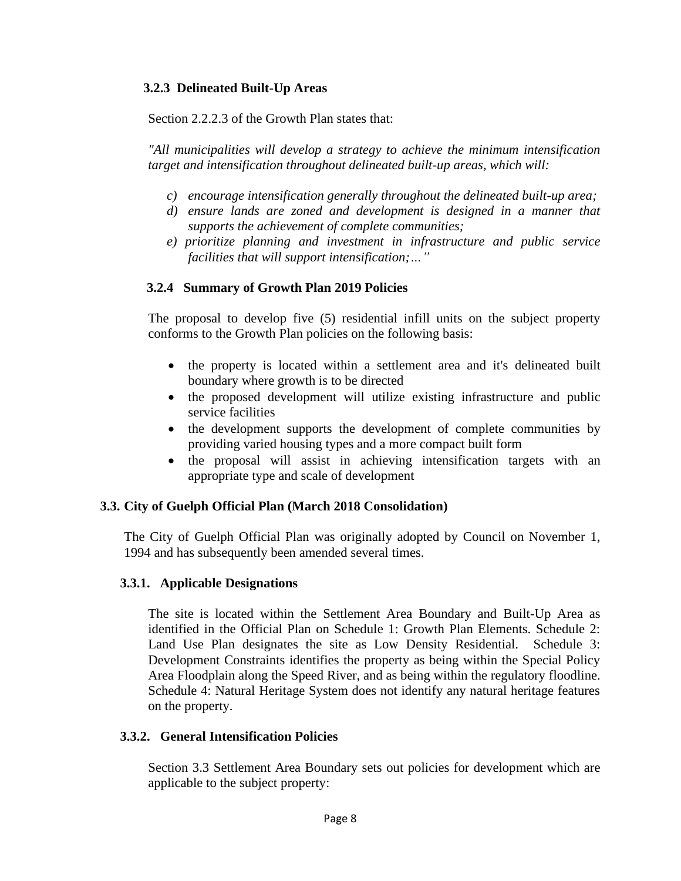### 3.2.3 Delineated Built-Up Areas

Section 2.2.2.3 of the Growth Plan states that:

*"All municipalities will develop a strategy to achieve the minimum intensification target and intensification throughout delineated built-up areas, which will:*

*c) encourage intensification generally throughout the delineated built-up area;*
*d) ensure lands are zoned and development is designed in a manner that supports the achievement of complete communities;*
*e) prioritize planning and investment in infrastructure and public service facilities that will support intensification;…"*

### 3.2.4 Summary of Growth Plan 2019 Policies

The proposal to develop five (5) residential infill units on the subject property conforms to the Growth Plan policies on the following basis:

- the property is located within a settlement area and it's delineated built boundary where growth is to be directed
- the proposed development will utilize existing infrastructure and public service facilities
- the development supports the development of complete communities by providing varied housing types and a more compact built form
- the proposal will assist in achieving intensification targets with an appropriate type and scale of development

## 3.3. City of Guelph Official Plan (March 2018 Consolidation)

The City of Guelph Official Plan was originally adopted by Council on November 1, 1994 and has subsequently been amended several times.

### 3.3.1. Applicable Designations

The site is located within the Settlement Area Boundary and Built-Up Area as identified in the Official Plan on Schedule 1: Growth Plan Elements. Schedule 2: Land Use Plan designates the site as Low Density Residential. Schedule 3: Development Constraints identifies the property as being within the Special Policy Area Floodplain along the Speed River, and as being within the regulatory floodline. Schedule 4: Natural Heritage System does not identify any natural heritage features on the property.

### 3.3.2. General Intensification Policies

Section 3.3 Settlement Area Boundary sets out policies for development which are applicable to the subject property: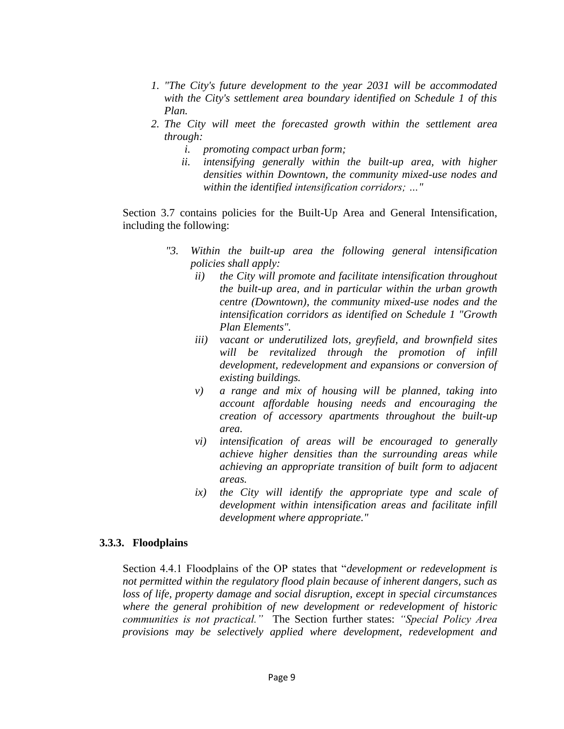1. *"The City's future development to the year 2031 will be accommodated with the City's settlement area boundary identified on Schedule 1 of this Plan.*
2. *The City will meet the forecasted growth within the settlement area through:*
   - i. *promoting compact urban form;*
   - ii. *intensifying generally within the built-up area, with higher densities within Downtown, the community mixed-use nodes and within the identified intensification corridors; …"*

Section 3.7 contains policies for the Built-Up Area and General Intensification, including the following:

> *"3. Within the built-up area the following general intensification policies shall apply:*
>
> *ii) the City will promote and facilitate intensification throughout the built-up area, and in particular within the urban growth centre (Downtown), the community mixed-use nodes and the intensification corridors as identified on Schedule 1 "Growth Plan Elements".*
>
> *iii) vacant or underutilized lots, greyfield, and brownfield sites will be revitalized through the promotion of infill development, redevelopment and expansions or conversion of existing buildings.*
>
> *v) a range and mix of housing will be planned, taking into account affordable housing needs and encouraging the creation of accessory apartments throughout the built-up area.*
>
> *vi) intensification of areas will be encouraged to generally achieve higher densities than the surrounding areas while achieving an appropriate transition of built form to adjacent areas.*
>
> *ix) the City will identify the appropriate type and scale of development within intensification areas and facilitate infill development where appropriate."*

### 3.3.3. Floodplains

Section 4.4.1 Floodplains of the OP states that "*development or redevelopment is not permitted within the regulatory flood plain because of inherent dangers, such as loss of life, property damage and social disruption, except in special circumstances where the general prohibition of new development or redevelopment of historic communities is not practical."* The Section further states: *"Special Policy Area provisions may be selectively applied where development, redevelopment and*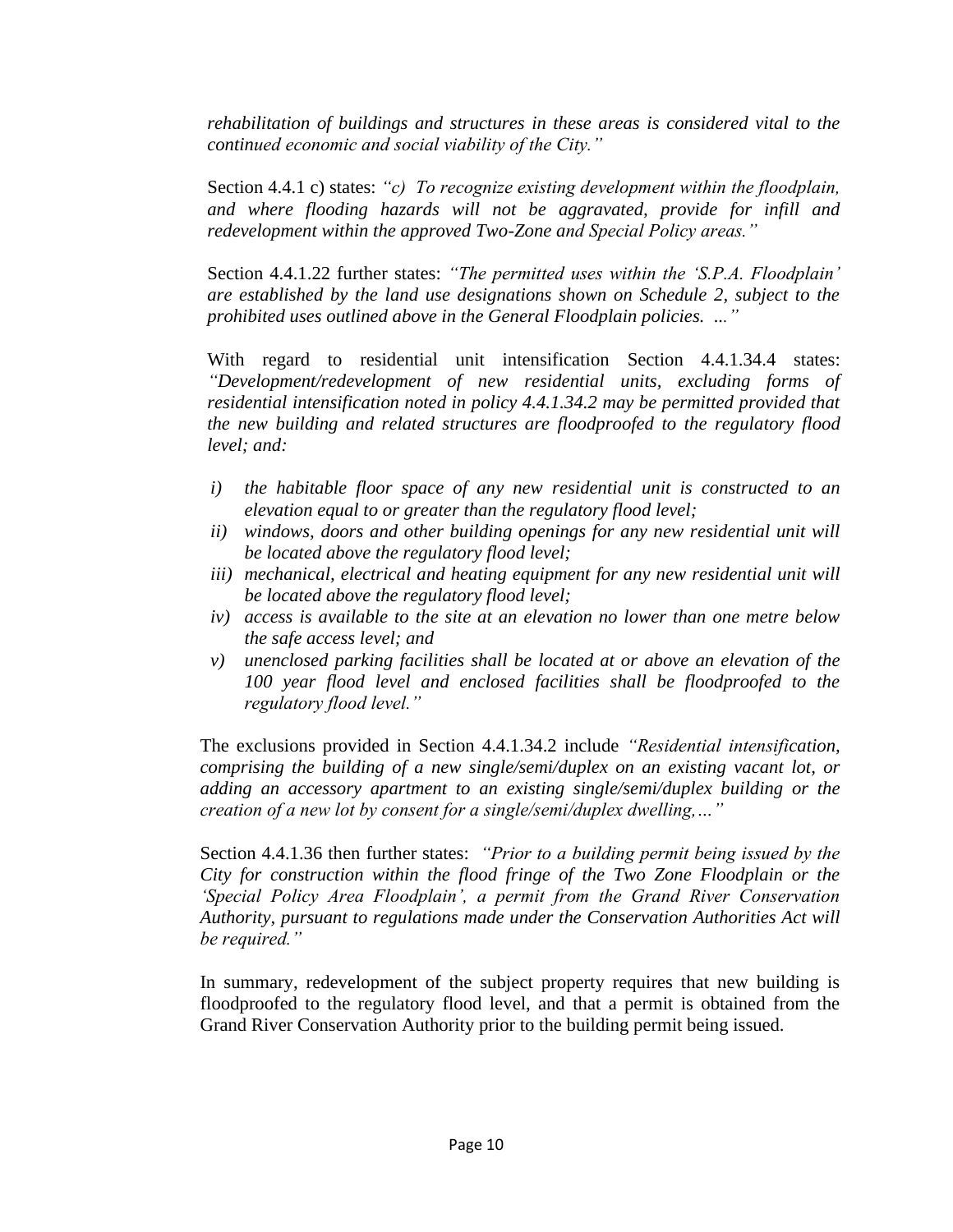*rehabilitation of buildings and structures in these areas is considered vital to the continued economic and social viability of the City."*

Section 4.4.1 c) states: *"c) To recognize existing development within the floodplain, and where flooding hazards will not be aggravated, provide for infill and redevelopment within the approved Two-Zone and Special Policy areas."*

Section 4.4.1.22 further states: *"The permitted uses within the 'S.P.A. Floodplain' are established by the land use designations shown on Schedule 2, subject to the prohibited uses outlined above in the General Floodplain policies. ..."*

With regard to residential unit intensification Section 4.4.1.34.4 states: *"Development/redevelopment of new residential units, excluding forms of residential intensification noted in policy 4.4.1.34.2 may be permitted provided that the new building and related structures are floodproofed to the regulatory flood level; and:*

*i) the habitable floor space of any new residential unit is constructed to an elevation equal to or greater than the regulatory flood level;*
*ii) windows, doors and other building openings for any new residential unit will be located above the regulatory flood level;*
*iii) mechanical, electrical and heating equipment for any new residential unit will be located above the regulatory flood level;*
*iv) access is available to the site at an elevation no lower than one metre below the safe access level; and*
*v) unenclosed parking facilities shall be located at or above an elevation of the 100 year flood level and enclosed facilities shall be floodproofed to the regulatory flood level."*

The exclusions provided in Section 4.4.1.34.2 include *"Residential intensification, comprising the building of a new single/semi/duplex on an existing vacant lot, or adding an accessory apartment to an existing single/semi/duplex building or the creation of a new lot by consent for a single/semi/duplex dwelling,…"*

Section 4.4.1.36 then further states: *"Prior to a building permit being issued by the City for construction within the flood fringe of the Two Zone Floodplain or the 'Special Policy Area Floodplain', a permit from the Grand River Conservation Authority, pursuant to regulations made under the Conservation Authorities Act will be required."*

In summary, redevelopment of the subject property requires that new building is floodproofed to the regulatory flood level, and that a permit is obtained from the Grand River Conservation Authority prior to the building permit being issued.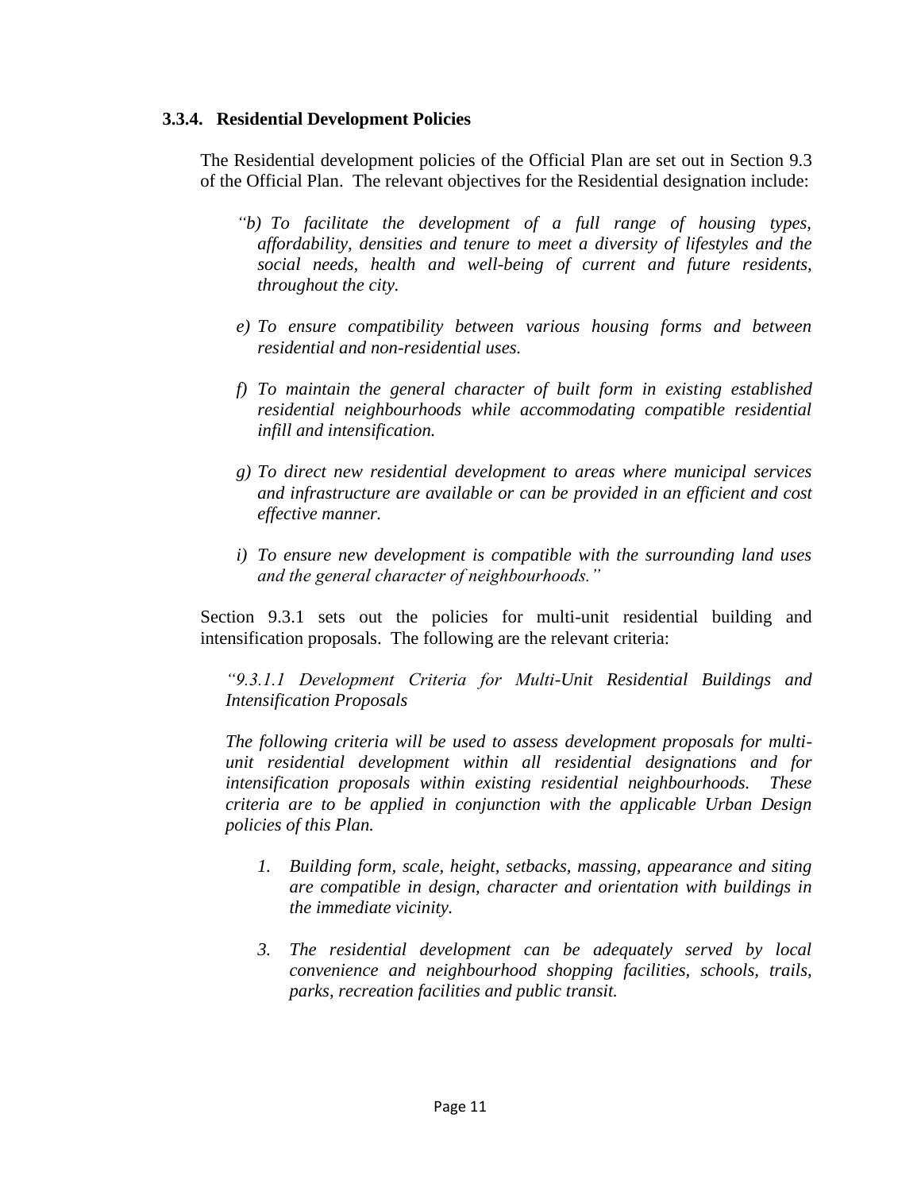### 3.3.4. Residential Development Policies

The Residential development policies of the Official Plan are set out in Section 9.3 of the Official Plan. The relevant objectives for the Residential designation include:

> *"b) To facilitate the development of a full range of housing types, affordability, densities and tenure to meet a diversity of lifestyles and the social needs, health and well-being of current and future residents, throughout the city.*
>
> *e) To ensure compatibility between various housing forms and between residential and non-residential uses.*
>
> *f) To maintain the general character of built form in existing established residential neighbourhoods while accommodating compatible residential infill and intensification.*
>
> *g) To direct new residential development to areas where municipal services and infrastructure are available or can be provided in an efficient and cost effective manner.*
>
> *i) To ensure new development is compatible with the surrounding land uses and the general character of neighbourhoods."*

Section 9.3.1 sets out the policies for multi-unit residential building and intensification proposals. The following are the relevant criteria:

> *"9.3.1.1 Development Criteria for Multi-Unit Residential Buildings and Intensification Proposals*
>
> *The following criteria will be used to assess development proposals for multi-unit residential development within all residential designations and for intensification proposals within existing residential neighbourhoods. These criteria are to be applied in conjunction with the applicable Urban Design policies of this Plan.*
>
> *1. Building form, scale, height, setbacks, massing, appearance and siting are compatible in design, character and orientation with buildings in the immediate vicinity.*
>
> *3. The residential development can be adequately served by local convenience and neighbourhood shopping facilities, schools, trails, parks, recreation facilities and public transit.*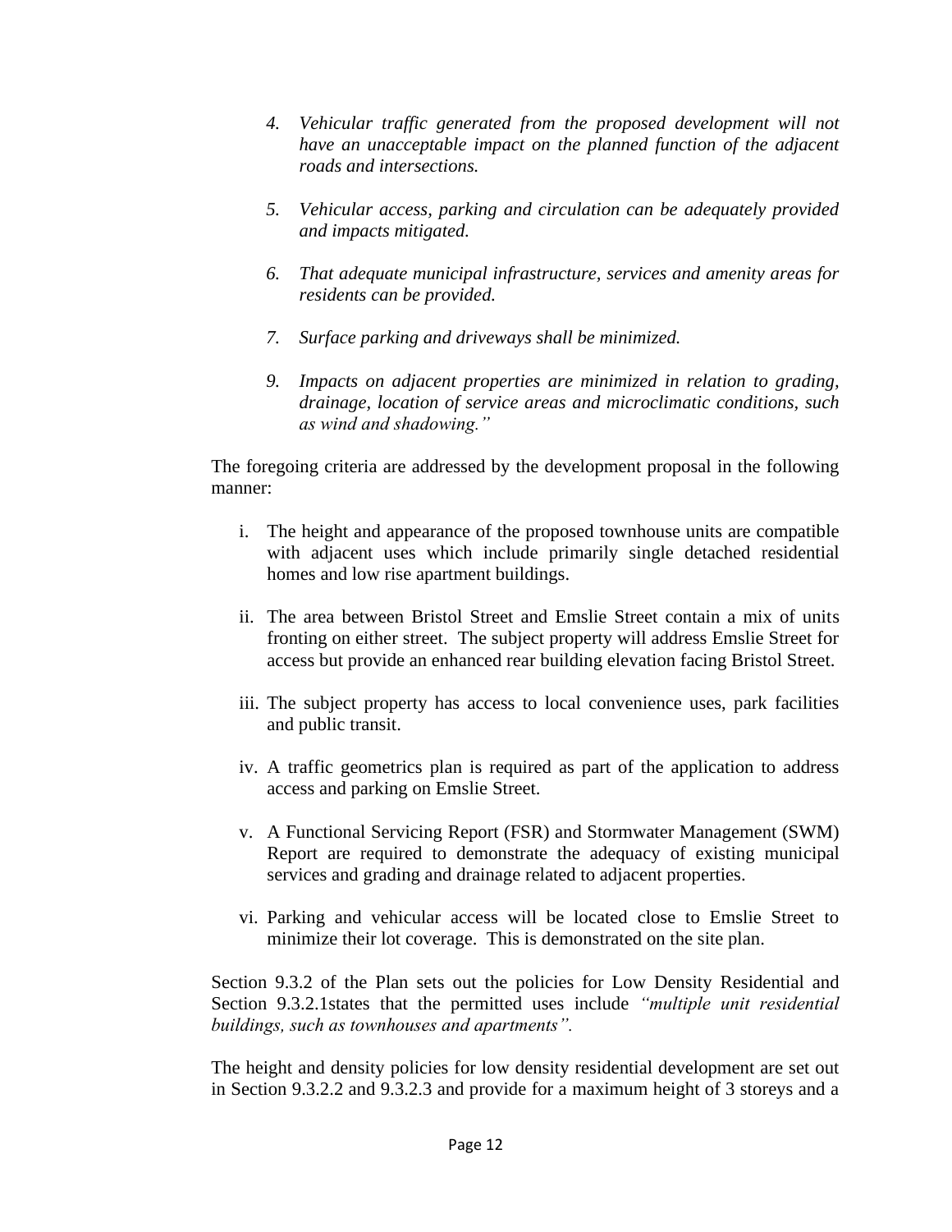4. *Vehicular traffic generated from the proposed development will not have an unacceptable impact on the planned function of the adjacent roads and intersections.*

5. *Vehicular access, parking and circulation can be adequately provided and impacts mitigated.*

6. *That adequate municipal infrastructure, services and amenity areas for residents can be provided.*

7. *Surface parking and driveways shall be minimized.*

9. *Impacts on adjacent properties are minimized in relation to grading, drainage, location of service areas and microclimatic conditions, such as wind and shadowing."*

The foregoing criteria are addressed by the development proposal in the following manner:

i. The height and appearance of the proposed townhouse units are compatible with adjacent uses which include primarily single detached residential homes and low rise apartment buildings.

ii. The area between Bristol Street and Emslie Street contain a mix of units fronting on either street. The subject property will address Emslie Street for access but provide an enhanced rear building elevation facing Bristol Street.

iii. The subject property has access to local convenience uses, park facilities and public transit.

iv. A traffic geometrics plan is required as part of the application to address access and parking on Emslie Street.

v. A Functional Servicing Report (FSR) and Stormwater Management (SWM) Report are required to demonstrate the adequacy of existing municipal services and grading and drainage related to adjacent properties.

vi. Parking and vehicular access will be located close to Emslie Street to minimize their lot coverage. This is demonstrated on the site plan.

Section 9.3.2 of the Plan sets out the policies for Low Density Residential and Section 9.3.2.1states that the permitted uses include *"multiple unit residential buildings, such as townhouses and apartments".*

The height and density policies for low density residential development are set out in Section 9.3.2.2 and 9.3.2.3 and provide for a maximum height of 3 storeys and a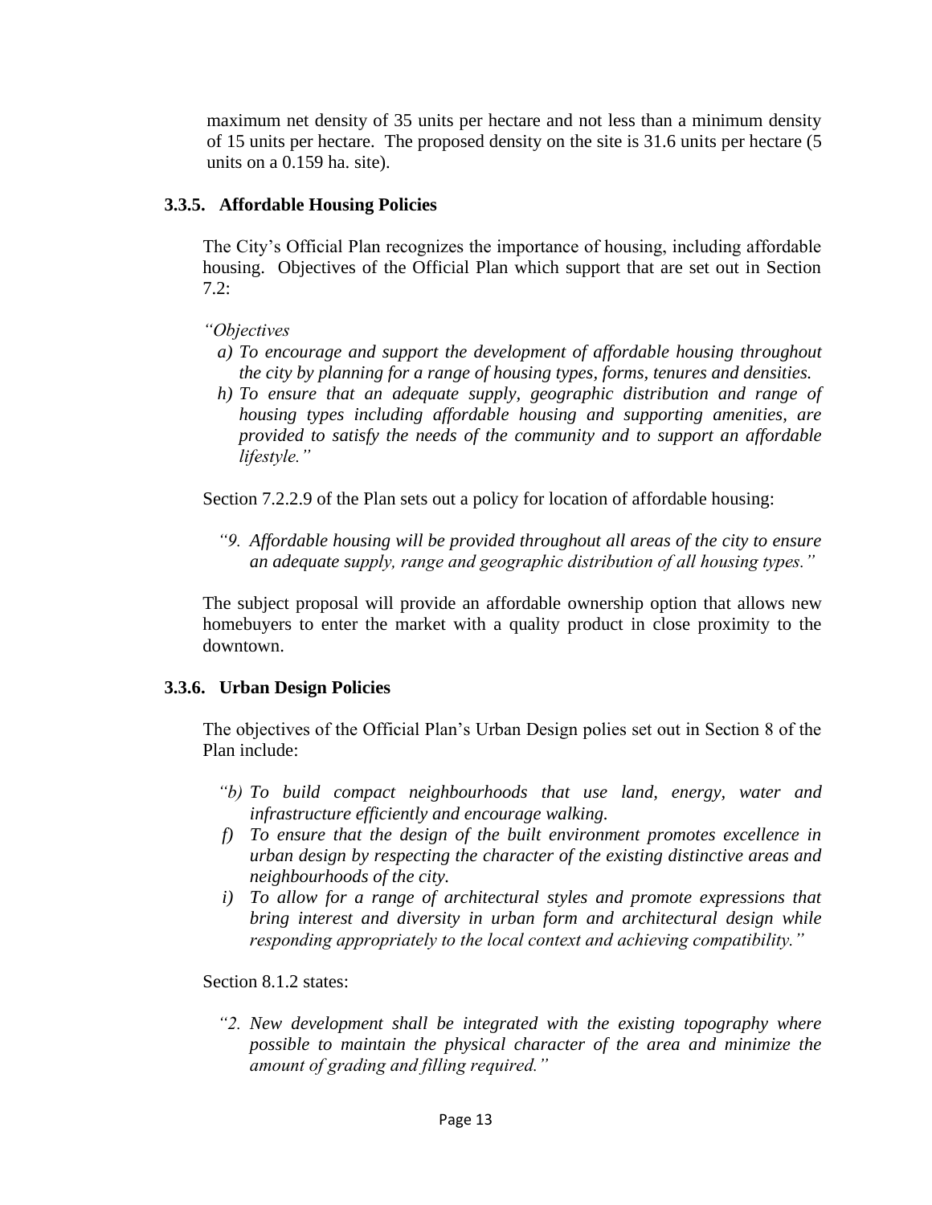maximum net density of 35 units per hectare and not less than a minimum density of 15 units per hectare. The proposed density on the site is 31.6 units per hectare (5 units on a 0.159 ha. site).

### 3.3.5. Affordable Housing Policies

The City's Official Plan recognizes the importance of housing, including affordable housing. Objectives of the Official Plan which support that are set out in Section 7.2:

*"Objectives*

*a) To encourage and support the development of affordable housing throughout the city by planning for a range of housing types, forms, tenures and densities.*

*h) To ensure that an adequate supply, geographic distribution and range of housing types including affordable housing and supporting amenities, are provided to satisfy the needs of the community and to support an affordable lifestyle."*

Section 7.2.2.9 of the Plan sets out a policy for location of affordable housing:

> *"9. Affordable housing will be provided throughout all areas of the city to ensure an adequate supply, range and geographic distribution of all housing types."*

The subject proposal will provide an affordable ownership option that allows new homebuyers to enter the market with a quality product in close proximity to the downtown.

### 3.3.6. Urban Design Policies

The objectives of the Official Plan's Urban Design polies set out in Section 8 of the Plan include:

*"b) To build compact neighbourhoods that use land, energy, water and infrastructure efficiently and encourage walking.*

*f) To ensure that the design of the built environment promotes excellence in urban design by respecting the character of the existing distinctive areas and neighbourhoods of the city.*

*i) To allow for a range of architectural styles and promote expressions that bring interest and diversity in urban form and architectural design while responding appropriately to the local context and achieving compatibility."*

Section 8.1.2 states:

> *"2. New development shall be integrated with the existing topography where possible to maintain the physical character of the area and minimize the amount of grading and filling required."*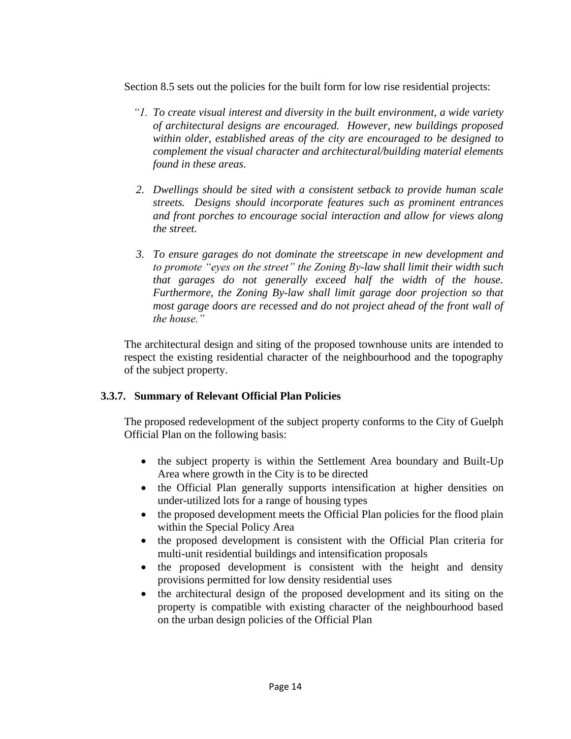Section 8.5 sets out the policies for the built form for low rise residential projects:

*"1. To create visual interest and diversity in the built environment, a wide variety of architectural designs are encouraged. However, new buildings proposed within older, established areas of the city are encouraged to be designed to complement the visual character and architectural/building material elements found in these areas.*

*2. Dwellings should be sited with a consistent setback to provide human scale streets. Designs should incorporate features such as prominent entrances and front porches to encourage social interaction and allow for views along the street.*

*3. To ensure garages do not dominate the streetscape in new development and to promote "eyes on the street" the Zoning By-law shall limit their width such that garages do not generally exceed half the width of the house. Furthermore, the Zoning By-law shall limit garage door projection so that most garage doors are recessed and do not project ahead of the front wall of the house."*

The architectural design and siting of the proposed townhouse units are intended to respect the existing residential character of the neighbourhood and the topography of the subject property.

### 3.3.7. Summary of Relevant Official Plan Policies

The proposed redevelopment of the subject property conforms to the City of Guelph Official Plan on the following basis:

- the subject property is within the Settlement Area boundary and Built-Up Area where growth in the City is to be directed
- the Official Plan generally supports intensification at higher densities on under-utilized lots for a range of housing types
- the proposed development meets the Official Plan policies for the flood plain within the Special Policy Area
- the proposed development is consistent with the Official Plan criteria for multi-unit residential buildings and intensification proposals
- the proposed development is consistent with the height and density provisions permitted for low density residential uses
- the architectural design of the proposed development and its siting on the property is compatible with existing character of the neighbourhood based on the urban design policies of the Official Plan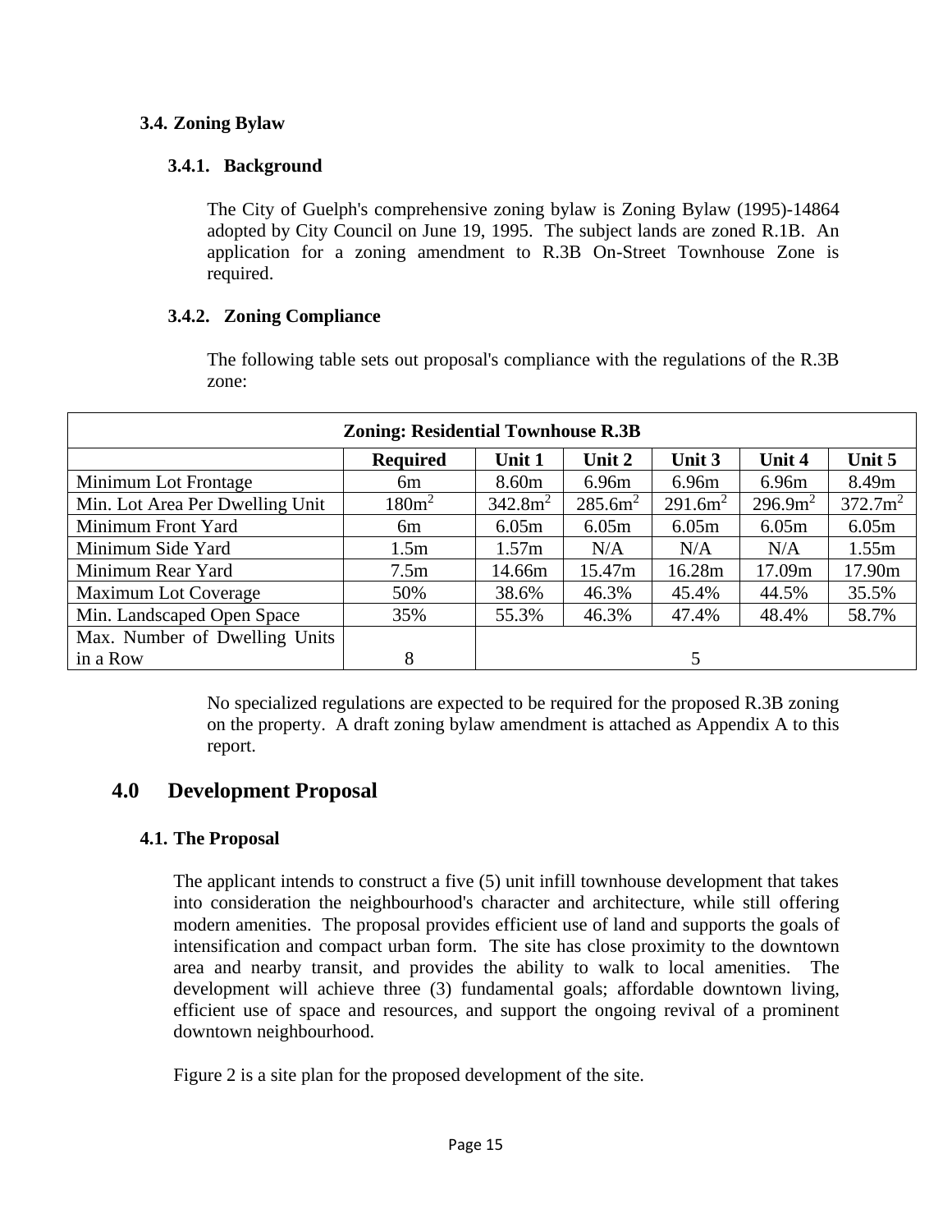### 3.4. Zoning Bylaw

#### 3.4.1. Background

The City of Guelph's comprehensive zoning bylaw is Zoning Bylaw (1995)-14864 adopted by City Council on June 19, 1995. The subject lands are zoned R.1B. An application for a zoning amendment to R.3B On-Street Townhouse Zone is required.

#### 3.4.2. Zoning Compliance

The following table sets out proposal's compliance with the regulations of the R.3B zone:

| Zoning: Residential Townhouse R.3B | | | | | | |
|---|---|---|---|---|---|---|
| | **Required** | **Unit 1** | **Unit 2** | **Unit 3** | **Unit 4** | **Unit 5** |
| Minimum Lot Frontage | 6m | 8.60m | 6.96m | 6.96m | 6.96m | 8.49m |
| Min. Lot Area Per Dwelling Unit | $180m^2$ | $342.8m^2$ | $285.6m^2$ | $291.6m^2$ | $296.9m^2$ | $372.7m^2$ |
| Minimum Front Yard | 6m | 6.05m | 6.05m | 6.05m | 6.05m | 6.05m |
| Minimum Side Yard | 1.5m | 1.57m | N/A | N/A | N/A | 1.55m |
| Minimum Rear Yard | 7.5m | 14.66m | 15.47m | 16.28m | 17.09m | 17.90m |
| Maximum Lot Coverage | 50% | 38.6% | 46.3% | 45.4% | 44.5% | 35.5% |
| Min. Landscaped Open Space | 35% | 55.3% | 46.3% | 47.4% | 48.4% | 58.7% |
| Max. Number of Dwelling Units in a Row | 8 | 5 | | | | |

No specialized regulations are expected to be required for the proposed R.3B zoning on the property. A draft zoning bylaw amendment is attached as Appendix A to this report.

## 4.0 Development Proposal

### 4.1. The Proposal

The applicant intends to construct a five (5) unit infill townhouse development that takes into consideration the neighbourhood's character and architecture, while still offering modern amenities. The proposal provides efficient use of land and supports the goals of intensification and compact urban form. The site has close proximity to the downtown area and nearby transit, and provides the ability to walk to local amenities. The development will achieve three (3) fundamental goals; affordable downtown living, efficient use of space and resources, and support the ongoing revival of a prominent downtown neighbourhood.

Figure 2 is a site plan for the proposed development of the site.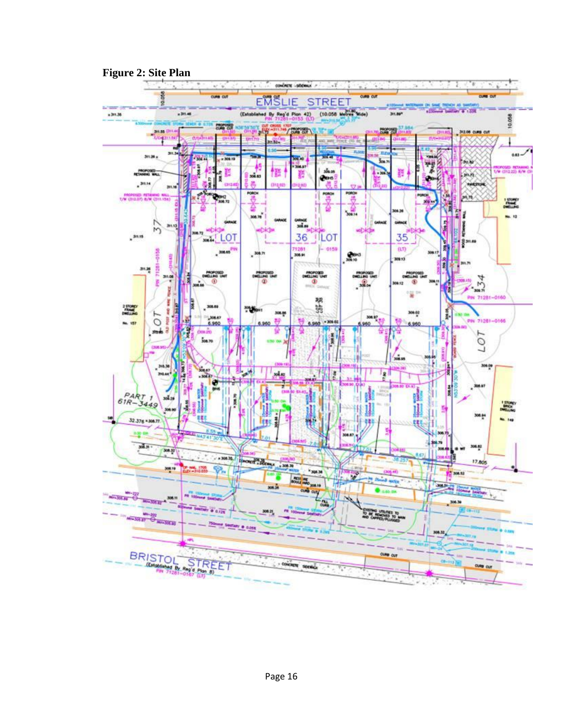**Figure 2: Site Plan**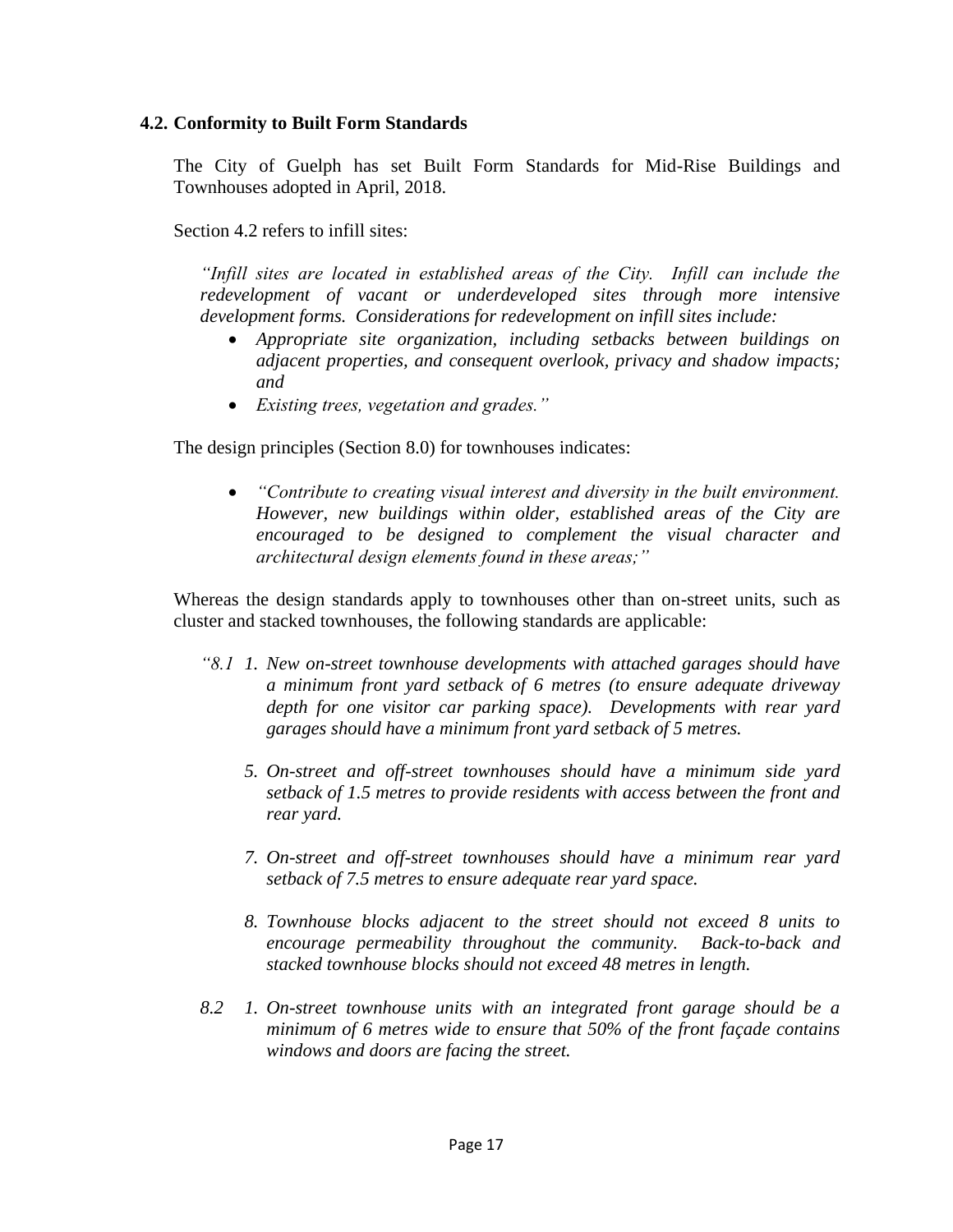### 4.2. Conformity to Built Form Standards

The City of Guelph has set Built Form Standards for Mid-Rise Buildings and Townhouses adopted in April, 2018.

Section 4.2 refers to infill sites:

> *"Infill sites are located in established areas of the City. Infill can include the redevelopment of vacant or underdeveloped sites through more intensive development forms. Considerations for redevelopment on infill sites include:*
>
> - *Appropriate site organization, including setbacks between buildings on adjacent properties, and consequent overlook, privacy and shadow impacts; and*
> - *Existing trees, vegetation and grades."*

The design principles (Section 8.0) for townhouses indicates:

> - *"Contribute to creating visual interest and diversity in the built environment. However, new buildings within older, established areas of the City are encouraged to be designed to complement the visual character and architectural design elements found in these areas;"*

Whereas the design standards apply to townhouses other than on-street units, such as cluster and stacked townhouses, the following standards are applicable:

> *"8.1 1. New on-street townhouse developments with attached garages should have a minimum front yard setback of 6 metres (to ensure adequate driveway depth for one visitor car parking space). Developments with rear yard garages should have a minimum front yard setback of 5 metres.*
>
> *5. On-street and off-street townhouses should have a minimum side yard setback of 1.5 metres to provide residents with access between the front and rear yard.*
>
> *7. On-street and off-street townhouses should have a minimum rear yard setback of 7.5 metres to ensure adequate rear yard space.*
>
> *8. Townhouse blocks adjacent to the street should not exceed 8 units to encourage permeability throughout the community. Back-to-back and stacked townhouse blocks should not exceed 48 metres in length.*
>
> *8.2 1. On-street townhouse units with an integrated front garage should be a minimum of 6 metres wide to ensure that 50% of the front façade contains windows and doors are facing the street.*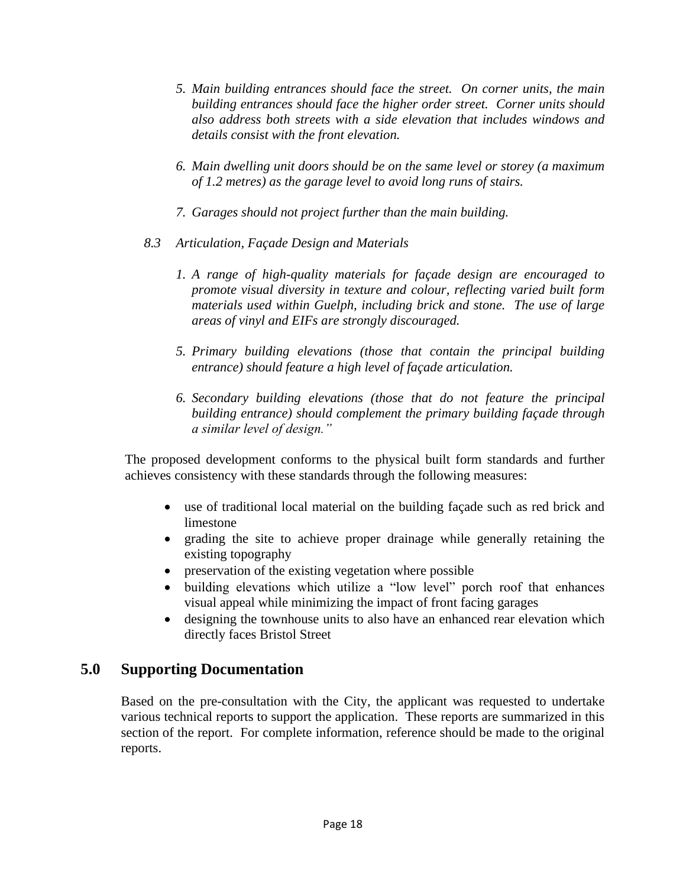5. *Main building entrances should face the street. On corner units, the main building entrances should face the higher order street. Corner units should also address both streets with a side elevation that includes windows and details consist with the front elevation.*

6. *Main dwelling unit doors should be on the same level or storey (a maximum of 1.2 metres) as the garage level to avoid long runs of stairs.*

7. *Garages should not project further than the main building.*

*8.3 Articulation, Façade Design and Materials*

1. *A range of high-quality materials for façade design are encouraged to promote visual diversity in texture and colour, reflecting varied built form materials used within Guelph, including brick and stone. The use of large areas of vinyl and EIFs are strongly discouraged.*

5. *Primary building elevations (those that contain the principal building entrance) should feature a high level of façade articulation.*

6. *Secondary building elevations (those that do not feature the principal building entrance) should complement the primary building façade through a similar level of design."*

The proposed development conforms to the physical built form standards and further achieves consistency with these standards through the following measures:

- use of traditional local material on the building façade such as red brick and limestone
- grading the site to achieve proper drainage while generally retaining the existing topography
- preservation of the existing vegetation where possible
- building elevations which utilize a "low level" porch roof that enhances visual appeal while minimizing the impact of front facing garages
- designing the townhouse units to also have an enhanced rear elevation which directly faces Bristol Street

## 5.0 Supporting Documentation

Based on the pre-consultation with the City, the applicant was requested to undertake various technical reports to support the application. These reports are summarized in this section of the report. For complete information, reference should be made to the original reports.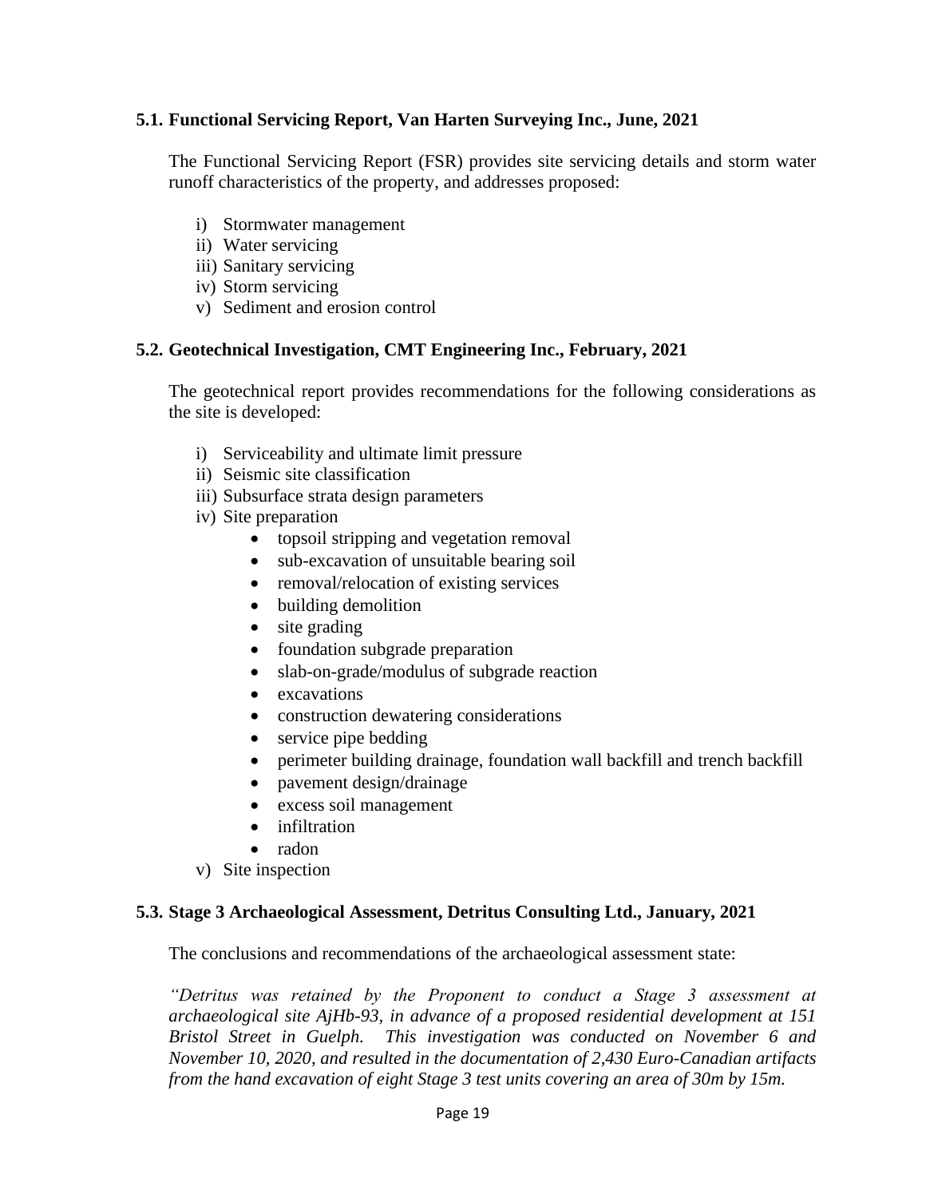### 5.1. Functional Servicing Report, Van Harten Surveying Inc., June, 2021

The Functional Servicing Report (FSR) provides site servicing details and storm water runoff characteristics of the property, and addresses proposed:

i) Stormwater management
ii) Water servicing
iii) Sanitary servicing
iv) Storm servicing
v) Sediment and erosion control

### 5.2. Geotechnical Investigation, CMT Engineering Inc., February, 2021

The geotechnical report provides recommendations for the following considerations as the site is developed:

i) Serviceability and ultimate limit pressure
ii) Seismic site classification
iii) Subsurface strata design parameters
iv) Site preparation
   - topsoil stripping and vegetation removal
   - sub-excavation of unsuitable bearing soil
   - removal/relocation of existing services
   - building demolition
   - site grading
   - foundation subgrade preparation
   - slab-on-grade/modulus of subgrade reaction
   - excavations
   - construction dewatering considerations
   - service pipe bedding
   - perimeter building drainage, foundation wall backfill and trench backfill
   - pavement design/drainage
   - excess soil management
   - infiltration
   - radon
v) Site inspection

### 5.3. Stage 3 Archaeological Assessment, Detritus Consulting Ltd., January, 2021

The conclusions and recommendations of the archaeological assessment state:

*"Detritus was retained by the Proponent to conduct a Stage 3 assessment at archaeological site AjHb-93, in advance of a proposed residential development at 151 Bristol Street in Guelph. This investigation was conducted on November 6 and November 10, 2020, and resulted in the documentation of 2,430 Euro-Canadian artifacts from the hand excavation of eight Stage 3 test units covering an area of 30m by 15m.*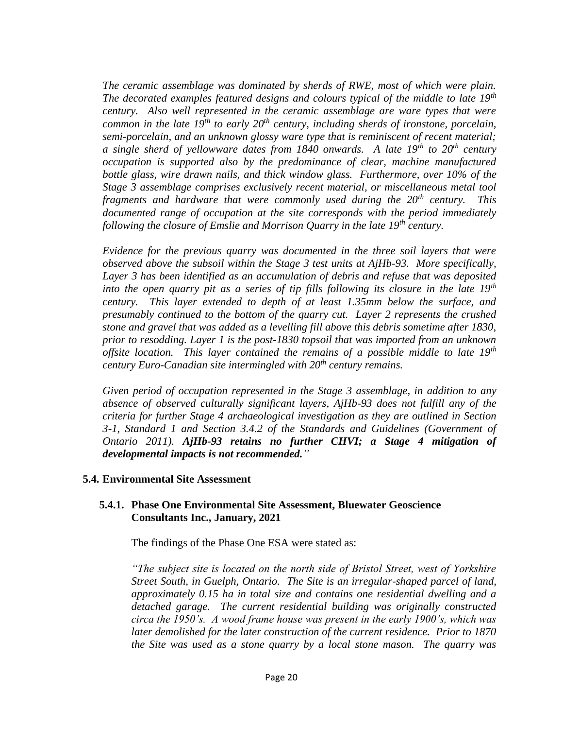*The ceramic assemblage was dominated by sherds of RWE, most of which were plain. The decorated examples featured designs and colours typical of the middle to late 19th century. Also well represented in the ceramic assemblage are ware types that were common in the late 19th to early 20th century, including sherds of ironstone, porcelain, semi-porcelain, and an unknown glossy ware type that is reminiscent of recent material; a single sherd of yellowware dates from 1840 onwards. A late 19th to 20th century occupation is supported also by the predominance of clear, machine manufactured bottle glass, wire drawn nails, and thick window glass. Furthermore, over 10% of the Stage 3 assemblage comprises exclusively recent material, or miscellaneous metal tool fragments and hardware that were commonly used during the 20th century. This documented range of occupation at the site corresponds with the period immediately following the closure of Emslie and Morrison Quarry in the late 19th century.*

*Evidence for the previous quarry was documented in the three soil layers that were observed above the subsoil within the Stage 3 test units at AjHb-93. More specifically, Layer 3 has been identified as an accumulation of debris and refuse that was deposited into the open quarry pit as a series of tip fills following its closure in the late 19th century. This layer extended to depth of at least 1.35mm below the surface, and presumably continued to the bottom of the quarry cut. Layer 2 represents the crushed stone and gravel that was added as a levelling fill above this debris sometime after 1830, prior to resodding. Layer 1 is the post-1830 topsoil that was imported from an unknown offsite location. This layer contained the remains of a possible middle to late 19th century Euro-Canadian site intermingled with 20th century remains.*

*Given period of occupation represented in the Stage 3 assemblage, in addition to any absence of observed culturally significant layers, AjHb-93 does not fulfill any of the criteria for further Stage 4 archaeological investigation as they are outlined in Section 3-1, Standard 1 and Section 3.4.2 of the Standards and Guidelines (Government of Ontario 2011).* ***AjHb-93 retains no further CHVI; a Stage 4 mitigation of developmental impacts is not recommended.****"*

### 5.4. Environmental Site Assessment

#### 5.4.1. Phase One Environmental Site Assessment, Bluewater Geoscience Consultants Inc., January, 2021

The findings of the Phase One ESA were stated as:

*"The subject site is located on the north side of Bristol Street, west of Yorkshire Street South, in Guelph, Ontario. The Site is an irregular-shaped parcel of land, approximately 0.15 ha in total size and contains one residential dwelling and a detached garage. The current residential building was originally constructed circa the 1950's. A wood frame house was present in the early 1900's, which was later demolished for the later construction of the current residence. Prior to 1870 the Site was used as a stone quarry by a local stone mason. The quarry was*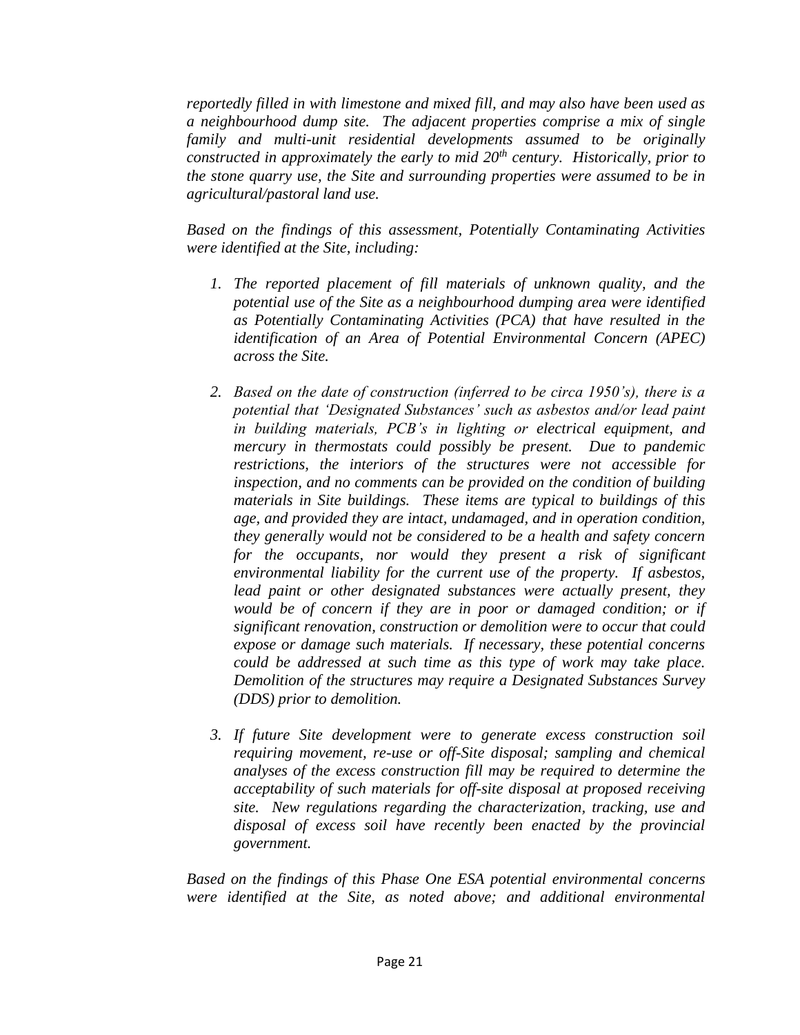*reportedly filled in with limestone and mixed fill, and may also have been used as a neighbourhood dump site. The adjacent properties comprise a mix of single family and multi-unit residential developments assumed to be originally constructed in approximately the early to mid 20th century. Historically, prior to the stone quarry use, the Site and surrounding properties were assumed to be in agricultural/pastoral land use.*

*Based on the findings of this assessment, Potentially Contaminating Activities were identified at the Site, including:*

1. *The reported placement of fill materials of unknown quality, and the potential use of the Site as a neighbourhood dumping area were identified as Potentially Contaminating Activities (PCA) that have resulted in the identification of an Area of Potential Environmental Concern (APEC) across the Site.*

2. *Based on the date of construction (inferred to be circa 1950's), there is a potential that 'Designated Substances' such as asbestos and/or lead paint in building materials, PCB's in lighting or electrical equipment, and mercury in thermostats could possibly be present. Due to pandemic restrictions, the interiors of the structures were not accessible for inspection, and no comments can be provided on the condition of building materials in Site buildings. These items are typical to buildings of this age, and provided they are intact, undamaged, and in operation condition, they generally would not be considered to be a health and safety concern for the occupants, nor would they present a risk of significant environmental liability for the current use of the property. If asbestos, lead paint or other designated substances were actually present, they would be of concern if they are in poor or damaged condition; or if significant renovation, construction or demolition were to occur that could expose or damage such materials. If necessary, these potential concerns could be addressed at such time as this type of work may take place. Demolition of the structures may require a Designated Substances Survey (DDS) prior to demolition.*

3. *If future Site development were to generate excess construction soil requiring movement, re-use or off-Site disposal; sampling and chemical analyses of the excess construction fill may be required to determine the acceptability of such materials for off-site disposal at proposed receiving site. New regulations regarding the characterization, tracking, use and disposal of excess soil have recently been enacted by the provincial government.*

*Based on the findings of this Phase One ESA potential environmental concerns were identified at the Site, as noted above; and additional environmental*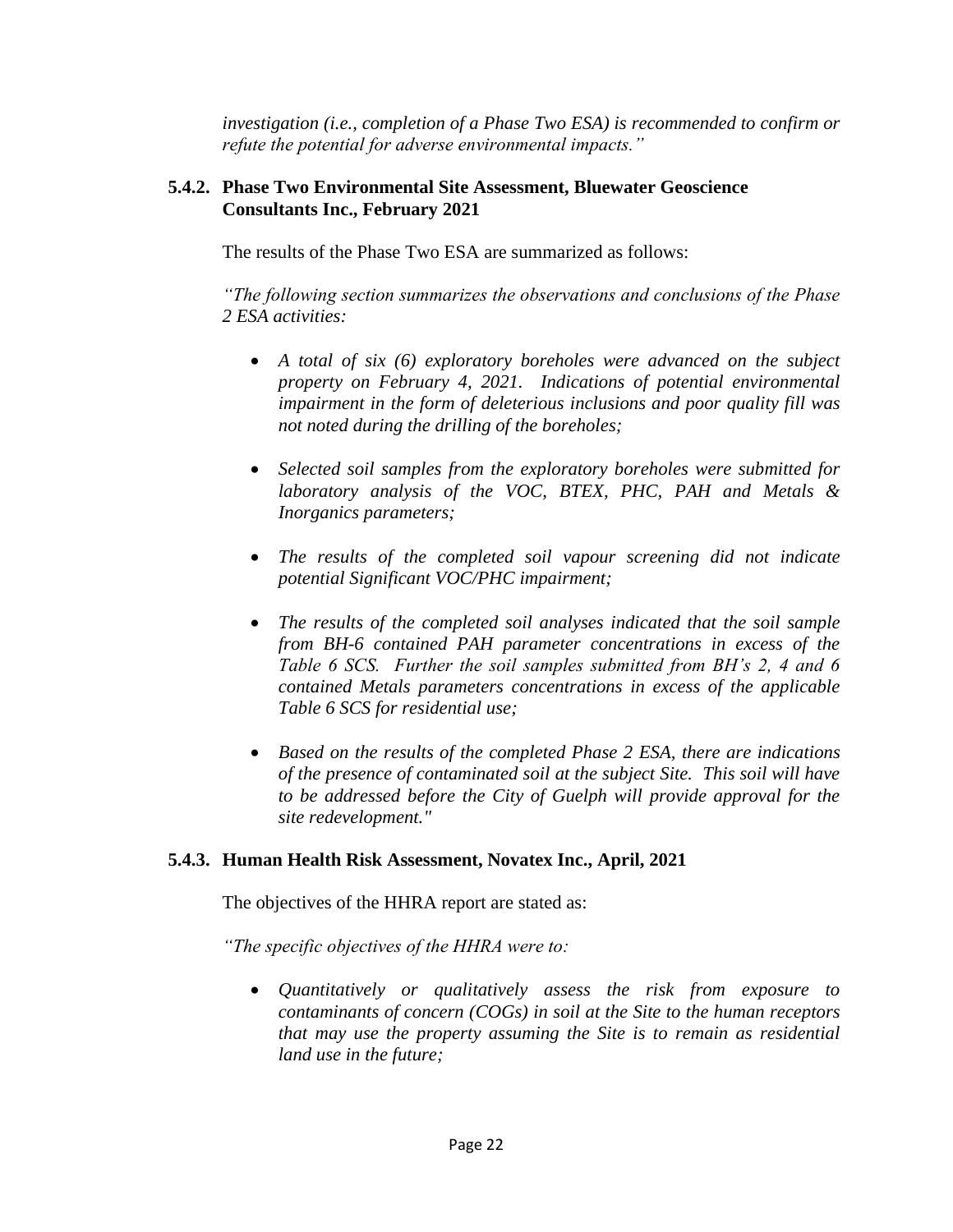*investigation (i.e., completion of a Phase Two ESA) is recommended to confirm or refute the potential for adverse environmental impacts."*

### 5.4.2. Phase Two Environmental Site Assessment, Bluewater Geoscience Consultants Inc., February 2021

The results of the Phase Two ESA are summarized as follows:

*"The following section summarizes the observations and conclusions of the Phase 2 ESA activities:*

- *A total of six (6) exploratory boreholes were advanced on the subject property on February 4, 2021. Indications of potential environmental impairment in the form of deleterious inclusions and poor quality fill was not noted during the drilling of the boreholes;*
- *Selected soil samples from the exploratory boreholes were submitted for laboratory analysis of the VOC, BTEX, PHC, PAH and Metals & Inorganics parameters;*
- *The results of the completed soil vapour screening did not indicate potential Significant VOC/PHC impairment;*
- *The results of the completed soil analyses indicated that the soil sample from BH-6 contained PAH parameter concentrations in excess of the Table 6 SCS. Further the soil samples submitted from BH's 2, 4 and 6 contained Metals parameters concentrations in excess of the applicable Table 6 SCS for residential use;*
- *Based on the results of the completed Phase 2 ESA, there are indications of the presence of contaminated soil at the subject Site. This soil will have to be addressed before the City of Guelph will provide approval for the site redevelopment."*

### 5.4.3. Human Health Risk Assessment, Novatex Inc., April, 2021

The objectives of the HHRA report are stated as:

*"The specific objectives of the HHRA were to:*

- *Quantitatively or qualitatively assess the risk from exposure to contaminants of concern (COGs) in soil at the Site to the human receptors that may use the property assuming the Site is to remain as residential land use in the future;*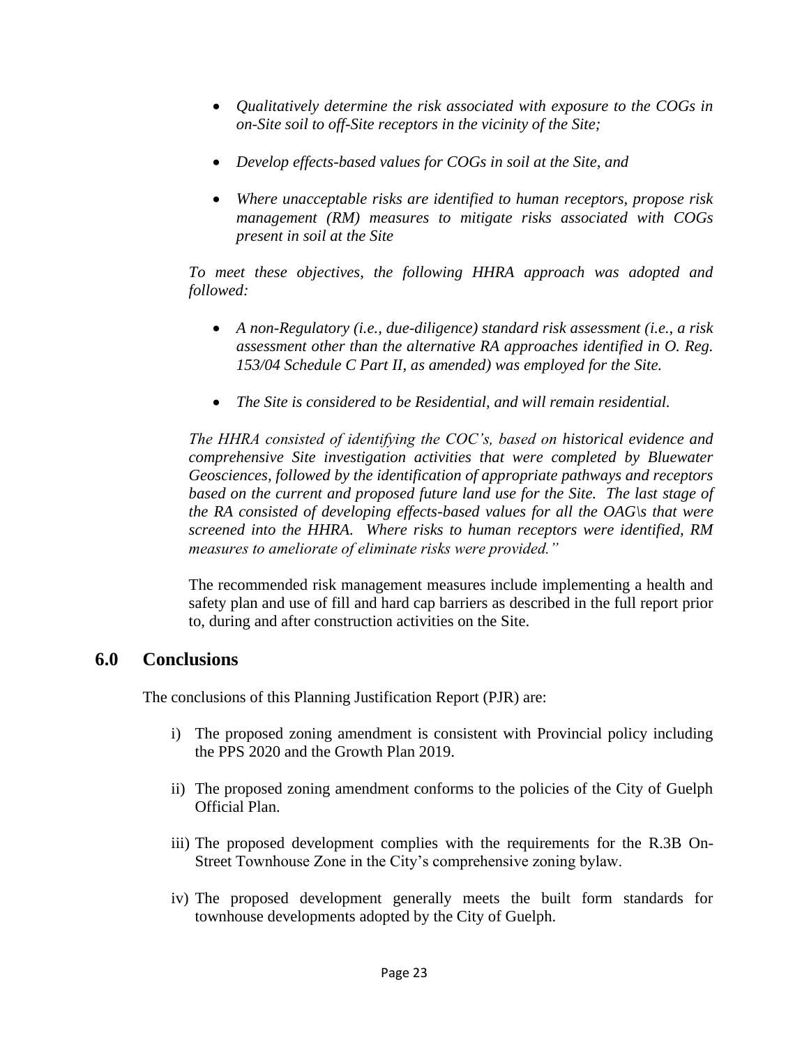- *Qualitatively determine the risk associated with exposure to the COGs in on-Site soil to off-Site receptors in the vicinity of the Site;*

- *Develop effects-based values for COGs in soil at the Site, and*

- *Where unacceptable risks are identified to human receptors, propose risk management (RM) measures to mitigate risks associated with COGs present in soil at the Site*

*To meet these objectives, the following HHRA approach was adopted and followed:*

- *A non-Regulatory (i.e., due-diligence) standard risk assessment (i.e., a risk assessment other than the alternative RA approaches identified in O. Reg. 153/04 Schedule C Part II, as amended) was employed for the Site.*

- *The Site is considered to be Residential, and will remain residential.*

*The HHRA consisted of identifying the COC's, based on historical evidence and comprehensive Site investigation activities that were completed by Bluewater Geosciences, followed by the identification of appropriate pathways and receptors based on the current and proposed future land use for the Site. The last stage of the RA consisted of developing effects-based values for all the OAG\s that were screened into the HHRA. Where risks to human receptors were identified, RM measures to ameliorate of eliminate risks were provided."*

The recommended risk management measures include implementing a health and safety plan and use of fill and hard cap barriers as described in the full report prior to, during and after construction activities on the Site.

## 6.0 Conclusions

The conclusions of this Planning Justification Report (PJR) are:

i) The proposed zoning amendment is consistent with Provincial policy including the PPS 2020 and the Growth Plan 2019.

ii) The proposed zoning amendment conforms to the policies of the City of Guelph Official Plan.

iii) The proposed development complies with the requirements for the R.3B On-Street Townhouse Zone in the City's comprehensive zoning bylaw.

iv) The proposed development generally meets the built form standards for townhouse developments adopted by the City of Guelph.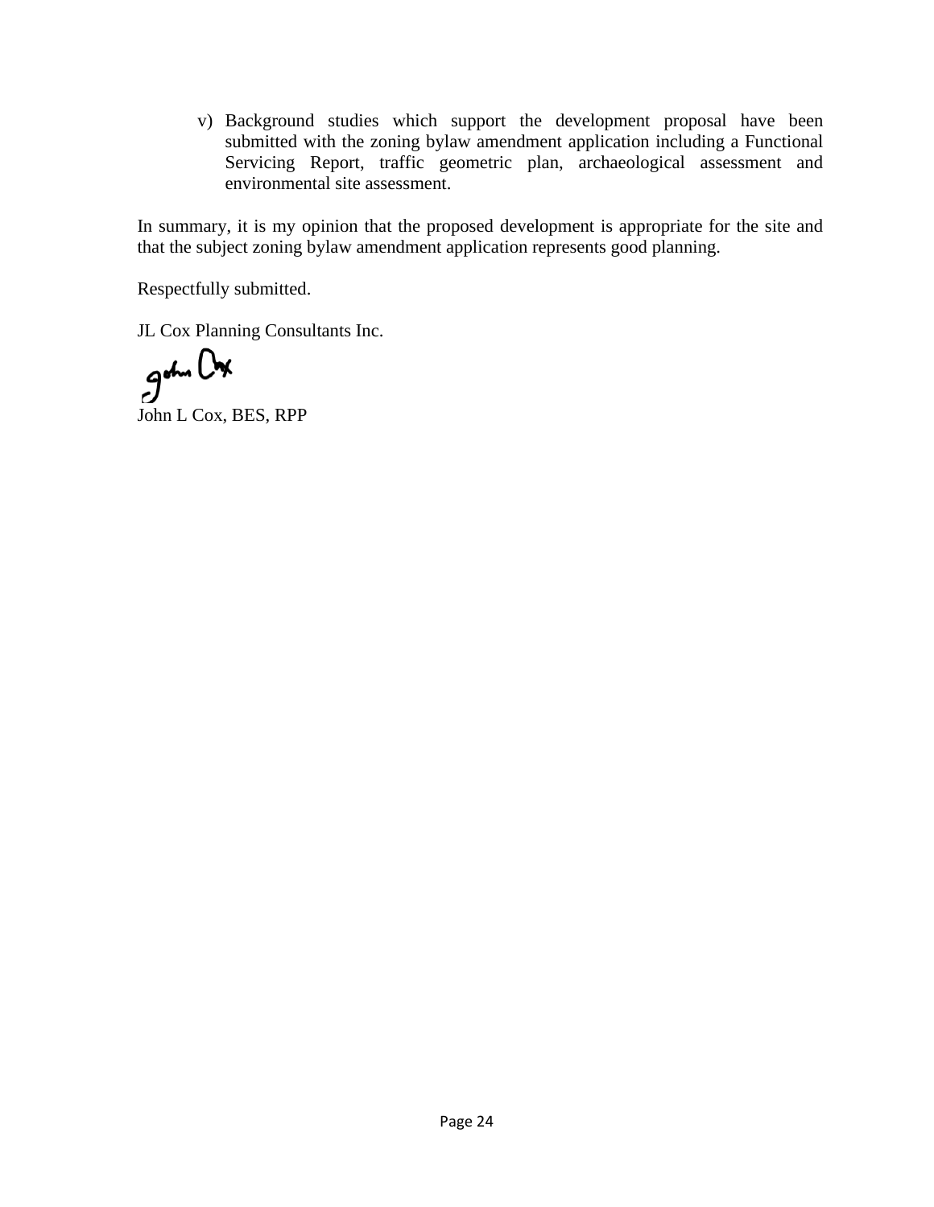v) Background studies which support the development proposal have been submitted with the zoning bylaw amendment application including a Functional Servicing Report, traffic geometric plan, archaeological assessment and environmental site assessment.

In summary, it is my opinion that the proposed development is appropriate for the site and that the subject zoning bylaw amendment application represents good planning.

Respectfully submitted.

JL Cox Planning Consultants Inc.

John L Cox, BES, RPP